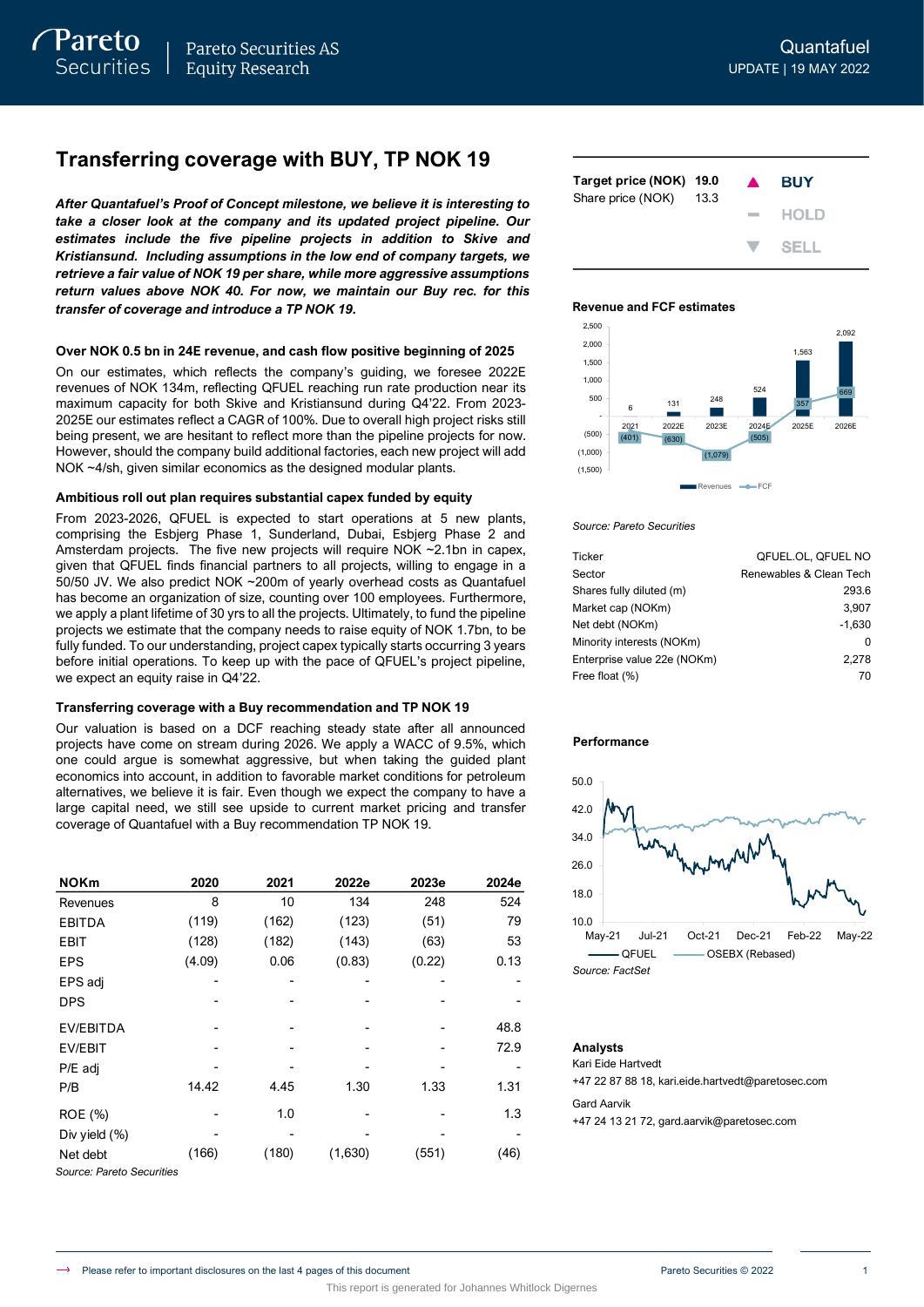Quantafuel

UPDATE | 19 MAY 2022

# Transferring coverage with BUY, TP NOK 19

***After Quantafuel's Proof of Concept milestone, we believe it is interesting to take a closer look at the company and its updated project pipeline. Our estimates include the five pipeline projects in addition to Skive and Kristiansund. Including assumptions in the low end of company targets, we retrieve a fair value of NOK 19 per share, while more aggressive assumptions return values above NOK 40. For now, we maintain our Buy rec. for this transfer of coverage and introduce a TP NOK 19.***

### Over NOK 0.5 bn in 24E revenue, and cash flow positive beginning of 2025

On our estimates, which reflects the company's guiding, we foresee 2022E revenues of NOK 134m, reflecting QFUEL reaching run rate production near its maximum capacity for both Skive and Kristiansund during Q4'22. From 2023-2025E our estimates reflect a CAGR of 100%. Due to overall high project risks still being present, we are hesitant to reflect more than the pipeline projects for now. However, should the company build additional factories, each new project will add NOK ~4/sh, given similar economics as the designed modular plants.

### Ambitious roll out plan requires substantial capex funded by equity

From 2023-2026, QFUEL is expected to start operations at 5 new plants, comprising the Esbjerg Phase 1, Sunderland, Dubai, Esbjerg Phase 2 and Amsterdam projects. The five new projects will require NOK ~2.1bn in capex, given that QFUEL finds financial partners to all projects, willing to engage in a 50/50 JV. We also predict NOK ~200m of yearly overhead costs as Quantafuel has become an organization of size, counting over 100 employees. Furthermore, we apply a plant lifetime of 30 yrs to all the projects. Ultimately, to fund the pipeline projects we estimate that the company needs to raise equity of NOK 1.7bn, to be fully funded. To our understanding, project capex typically starts occurring 3 years before initial operations. To keep up with the pace of QFUEL's project pipeline, we expect an equity raise in Q4'22.

### Transferring coverage with a Buy recommendation and TP NOK 19

Our valuation is based on a DCF reaching steady state after all announced projects have come on stream during 2026. We apply a WACC of 9.5%, which one could argue is somewhat aggressive, but when taking the guided plant economics into account, in addition to favorable market conditions for petroleum alternatives, we believe it is fair. Even though we expect the company to have a large capital need, we still see upside to current market pricing and transfer coverage of Quantafuel with a Buy recommendation TP NOK 19.

| NOKm | 2020 | 2021 | 2022e | 2023e | 2024e |
|---|---|---|---|---|---|
| Revenues | 8 | 10 | 134 | 248 | 524 |
| EBITDA | (119) | (162) | (123) | (51) | 79 |
| EBIT | (128) | (182) | (143) | (63) | 53 |
| EPS | (4.09) | 0.06 | (0.83) | (0.22) | 0.13 |
| EPS adj | - | - | - | - | - |
| DPS | - | - | - | - | - |
| EV/EBITDA | - | - | - | - | 48.8 |
| EV/EBIT | - | - | - | - | 72.9 |
| P/E adj | - | - | - | - | - |
| P/B | 14.42 | 4.45 | 1.30 | 1.33 | 1.31 |
| ROE (%) | - | 1.0 | - | - | 1.3 |
| Div yield (%) | - | - | - | - | - |
| Net debt | (166) | (180) | (1,630) | (551) | (46) |

Source: Pareto Securities

| | |
|---|---|
| Target price (NOK) | 19.0 |
| Share price (NOK) | 13.3 |

Recommendation: **BUY** (HOLD / SELL)

**Revenue and FCF estimates**

| | 2021 | 2022E | 2023E | 2024E | 2025E | 2026E |
|---|---|---|---|---|---|---|
| Revenues | 6 | 131 | 248 | 524 | 1,563 | 2,092 |
| FCF | (401) | (630) | (1,079) | (505) | 357 | 669 |

Source: Pareto Securities

| | |
|---|---|
| Ticker | QFUEL.OL, QFUEL NO |
| Sector | Renewables & Clean Tech |
| Shares fully diluted (m) | 293.6 |
| Market cap (NOKm) | 3,907 |
| Net debt (NOKm) | -1,630 |
| Minority interests (NOKm) | 0 |
| Enterprise value 22e (NOKm) | 2,278 |
| Free float (%) | 70 |

**Performance**

QFUEL vs OSEBX (Rebased), May-21 to May-22

Source: FactSet

**Analysts**

Kari Eide Hartvedt
+47 22 87 88 18, kari.eide.hartvedt@paretosec.com

Gard Aarvik
+47 24 13 21 72, gard.aarvik@paretosec.com

Please refer to important disclosures on the last 4 pages of this document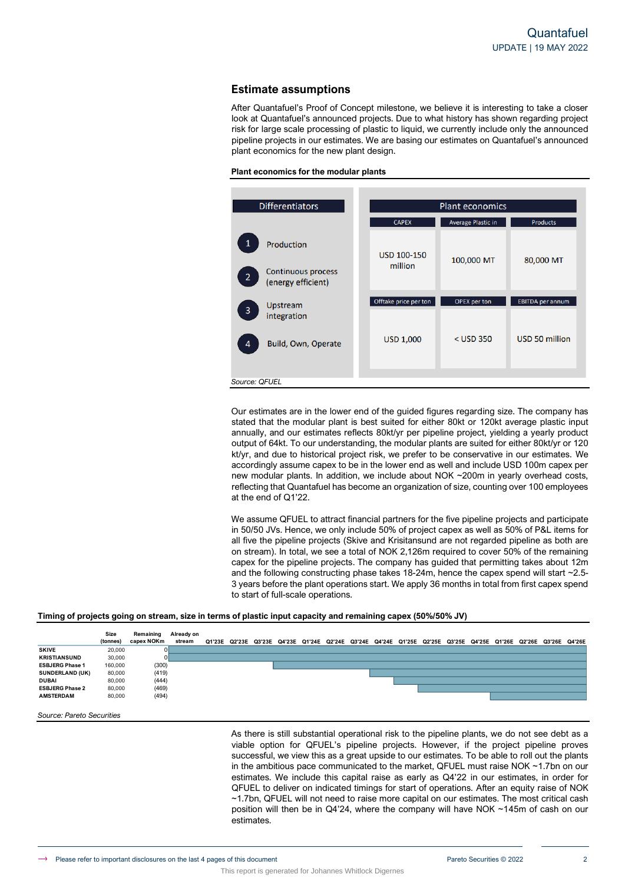## Estimate assumptions

After Quantafuel's Proof of Concept milestone, we believe it is interesting to take a closer look at Quantafuel's announced projects. Due to what history has shown regarding project risk for large scale processing of plastic to liquid, we currently include only the announced pipeline projects in our estimates. We are basing our estimates on Quantafuel's announced plant economics for the new plant design.

**Plant economics for the modular plants**

| Differentiators |
|---|
| 1 Production |
| 2 Continuous process (energy efficient) |
| 3 Upstream integration |
| 4 Build, Own, Operate |

| Plant economics | | |
|---|---|---|
| CAPEX | Average Plastic in | Products |
| USD 100-150 million | 100,000 MT | 80,000 MT |
| Offtake price per ton | OPEX per ton | EBITDA per annum |
| USD 1,000 | < USD 350 | USD 50 million |

*Source: QFUEL*

Our estimates are in the lower end of the guided figures regarding size. The company has stated that the modular plant is best suited for either 80kt or 120kt average plastic input annually, and our estimates reflects 80kt/yr per pipeline project, yielding a yearly product output of 64kt. To our understanding, the modular plants are suited for either 80kt/yr or 120 kt/yr, and due to historical project risk, we prefer to be conservative in our estimates. We accordingly assume capex to be in the lower end as well and include USD 100m capex per new modular plants. In addition, we include about NOK ~200m in yearly overhead costs, reflecting that Quantafuel has become an organization of size, counting over 100 employees at the end of Q1'22.

We assume QFUEL to attract financial partners for the five pipeline projects and participate in 50/50 JVs. Hence, we only include 50% of project capex as well as 50% of P&L items for all five the pipeline projects (Skive and Krisitansund are not regarded pipeline as both are on stream). In total, we see a total of NOK 2,126m required to cover 50% of the remaining capex for the pipeline projects. The company has guided that permitting takes about 12m and the following constructing phase takes 18-24m, hence the capex spend will start ~2.5-3 years before the plant operations start. We apply 36 months in total from first capex spend to start of full-scale operations.

**Timing of projects going on stream, size in terms of plastic input capacity and remaining capex (50%/50% JV)**

| | Size (tonnes) | Remaining capex NOKm | Already on stream | Q1'23E | Q2'23E | Q3'23E | Q4'23E | Q1'24E | Q2'24E | Q3'24E | Q4'24E | Q1'25E | Q2'25E | Q3'25E | Q4'25E | Q1'26E | Q2'26E | Q3'26E | Q4'26E |
|---|---|---|---|---|---|---|---|---|---|---|---|---|---|---|---|---|---|---|---|
| SKIVE | 20,000 | 0 | ■ | ■ | ■ | ■ | ■ | ■ | ■ | ■ | ■ | ■ | ■ | ■ | ■ | ■ | ■ | ■ | ■ |
| KRISTIANSUND | 30,000 | 0 | ■ | ■ | ■ | ■ | ■ | ■ | ■ | ■ | ■ | ■ | ■ | ■ | ■ | ■ | ■ | ■ | ■ |
| ESBJERG Phase 1 | 160,000 | (300) | | | | | ■ | ■ | ■ | ■ | ■ | ■ | ■ | ■ | ■ | ■ | ■ | ■ | ■ |
| SUNDERLAND (UK) | 80,000 | (419) | | | | | | | | | ■ | ■ | ■ | ■ | ■ | ■ | ■ | ■ | ■ |
| DUBAI | 80,000 | (444) | | | | | | | | | | ■ | ■ | ■ | ■ | ■ | ■ | ■ | ■ |
| ESBJERG Phase 2 | 80,000 | (469) | | | | | | | | | | | ■ | ■ | ■ | ■ | ■ | ■ | ■ |
| AMSTERDAM | 80,000 | (494) | | | | | | | | | | | | | | ■ | ■ | ■ | ■ |

*Source: Pareto Securities*

As there is still substantial operational risk to the pipeline plants, we do not see debt as a viable option for QFUEL's pipeline projects. However, if the project pipeline proves successful, we view this as a great upside to our estimates. To be able to roll out the plants in the ambitious pace communicated to the market, QFUEL must raise NOK ~1.7bn on our estimates. We include this capital raise as early as Q4'22 in our estimates, in order for QFUEL to deliver on indicated timings for start of operations. After an equity raise of NOK ~1.7bn, QFUEL will not need to raise more capital on our estimates. The most critical cash position will then be in Q4'24, where the company will have NOK ~145m of cash on our estimates.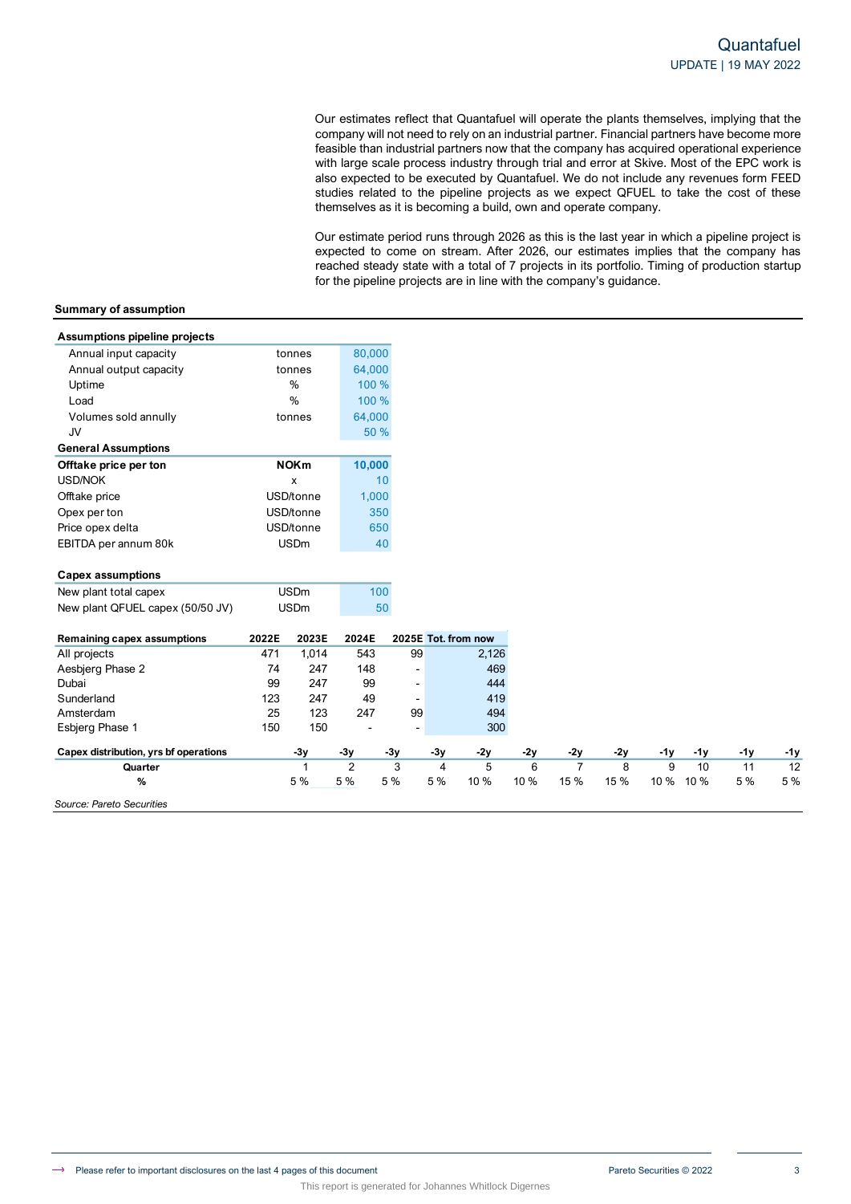Our estimates reflect that Quantafuel will operate the plants themselves, implying that the company will not need to rely on an industrial partner. Financial partners have become more feasible than industrial partners now that the company has acquired operational experience with large scale process industry through trial and error at Skive. Most of the EPC work is also expected to be executed by Quantafuel. We do not include any revenues form FEED studies related to the pipeline projects as we expect QFUEL to take the cost of these themselves as it is becoming a build, own and operate company.

Our estimate period runs through 2026 as this is the last year in which a pipeline project is expected to come on stream. After 2026, our estimates implies that the company has reached steady state with a total of 7 projects in its portfolio. Timing of production startup for the pipeline projects are in line with the company's guidance.

**Summary of assumption**

| **Assumptions pipeline projects** | | |
|---|---|---|
| Annual input capacity | tonnes | 80,000 |
| Annual output capacity | tonnes | 64,000 |
| Uptime | % | 100 % |
| Load | % | 100 % |
| Volumes sold annully | tonnes | 64,000 |
| JV | | 50 % |
| **General Assumptions** | | |
| **Offtake price per ton** | **NOKm** | **10,000** |
| USD/NOK | x | 10 |
| Offtake price | USD/tonne | 1,000 |
| Opex per ton | USD/tonne | 350 |
| Price opex delta | USD/tonne | 650 |
| EBITDA per annum 80k | USDm | 40 |

| **Capex assumptions** | | |
|---|---|---|
| New plant total capex | USDm | 100 |
| New plant QFUEL capex (50/50 JV) | USDm | 50 |

| **Remaining capex assumptions** | **2022E** | **2023E** | **2024E** | **2025E** | **Tot. from now** |
|---|---|---|---|---|---|
| All projects | 471 | 1,014 | 543 | 99 | 2,126 |
| Aesbjerg Phase 2 | 74 | 247 | 148 | - | 469 |
| Dubai | 99 | 247 | 99 | - | 444 |
| Sunderland | 123 | 247 | 49 | - | 419 |
| Amsterdam | 25 | 123 | 247 | 99 | 494 |
| Esbjerg Phase 1 | 150 | 150 | - | - | 300 |

| **Capex distribution, yrs bf operations** | **-3y** | **-3y** | **-3y** | **-3y** | **-2y** | **-2y** | **-2y** | **-2y** | **-1y** | **-1y** | **-1y** | **-1y** |
|---|---|---|---|---|---|---|---|---|---|---|---|---|
| **Quarter** | 1 | 2 | 3 | 4 | 5 | 6 | 7 | 8 | 9 | 10 | 11 | 12 |
| **%** | 5 % | 5 % | 5 % | 5 % | 10 % | 10 % | 15 % | 15 % | 10 % | 10 % | 5 % | 5 % |

*Source: Pareto Securities*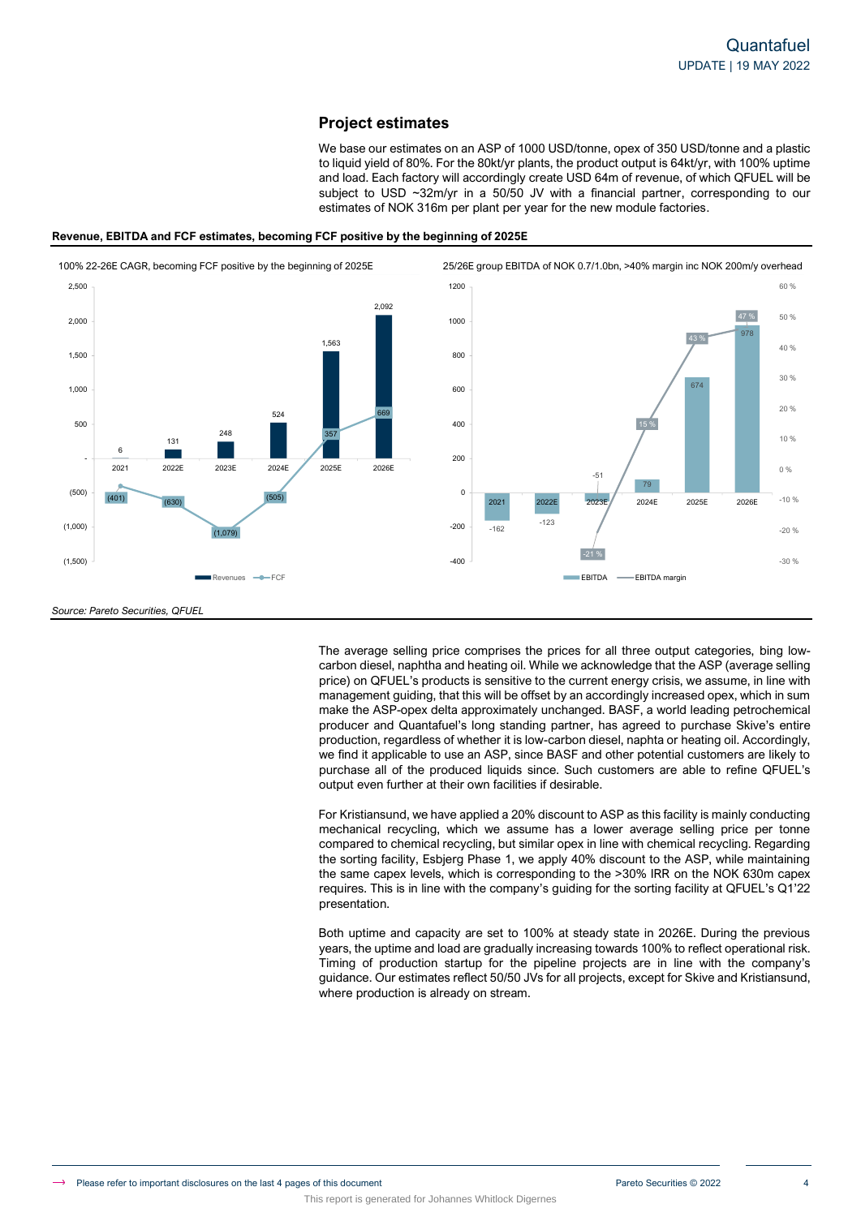## Project estimates

We base our estimates on an ASP of 1000 USD/tonne, opex of 350 USD/tonne and a plastic to liquid yield of 80%. For the 80kt/yr plants, the product output is 64kt/yr, with 100% uptime and load. Each factory will accordingly create USD 64m of revenue, of which QFUEL will be subject to USD ~32m/yr in a 50/50 JV with a financial partner, corresponding to our estimates of NOK 316m per plant per year for the new module factories.

**Revenue, EBITDA and FCF estimates, becoming FCF positive by the beginning of 2025E**

100% 22-26E CAGR, becoming FCF positive by the beginning of 2025E

| | 2021 | 2022E | 2023E | 2024E | 2025E | 2026E |
|---|---|---|---|---|---|---|
| Revenues | 6 | 131 | 248 | 524 | 1,563 | 2,092 |
| FCF | (401) | (630) | (1,079) | (505) | 357 | 669 |

25/26E group EBITDA of NOK 0.7/1.0bn, >40% margin inc NOK 200m/y overhead

| | 2021 | 2022E | 2023E | 2024E | 2025E | 2026E |
|---|---|---|---|---|---|---|
| EBITDA | -162 | -123 | -51 | 79 | 674 | 978 |
| EBITDA margin | | | -21 % | 15 % | 43 % | 47 % |

*Source: Pareto Securities, QFUEL*

The average selling price comprises the prices for all three output categories, bing low-carbon diesel, naphtha and heating oil. While we acknowledge that the ASP (average selling price) on QFUEL's products is sensitive to the current energy crisis, we assume, in line with management guiding, that this will be offset by an accordingly increased opex, which in sum make the ASP-opex delta approximately unchanged. BASF, a world leading petrochemical producer and Quantafuel's long standing partner, has agreed to purchase Skive's entire production, regardless of whether it is low-carbon diesel, naphta or heating oil. Accordingly, we find it applicable to use an ASP, since BASF and other potential customers are likely to purchase all of the produced liquids since. Such customers are able to refine QFUEL's output even further at their own facilities if desirable.

For Kristiansund, we have applied a 20% discount to ASP as this facility is mainly conducting mechanical recycling, which we assume has a lower average selling price per tonne compared to chemical recycling, but similar opex in line with chemical recycling. Regarding the sorting facility, Esbjerg Phase 1, we apply 40% discount to the ASP, while maintaining the same capex levels, which is corresponding to the >30% IRR on the NOK 630m capex requires. This is in line with the company's guiding for the sorting facility at QFUEL's Q1'22 presentation.

Both uptime and capacity are set to 100% at steady state in 2026E. During the previous years, the uptime and load are gradually increasing towards 100% to reflect operational risk. Timing of production startup for the pipeline projects are in line with the company's guidance. Our estimates reflect 50/50 JVs for all projects, except for Skive and Kristiansund, where production is already on stream.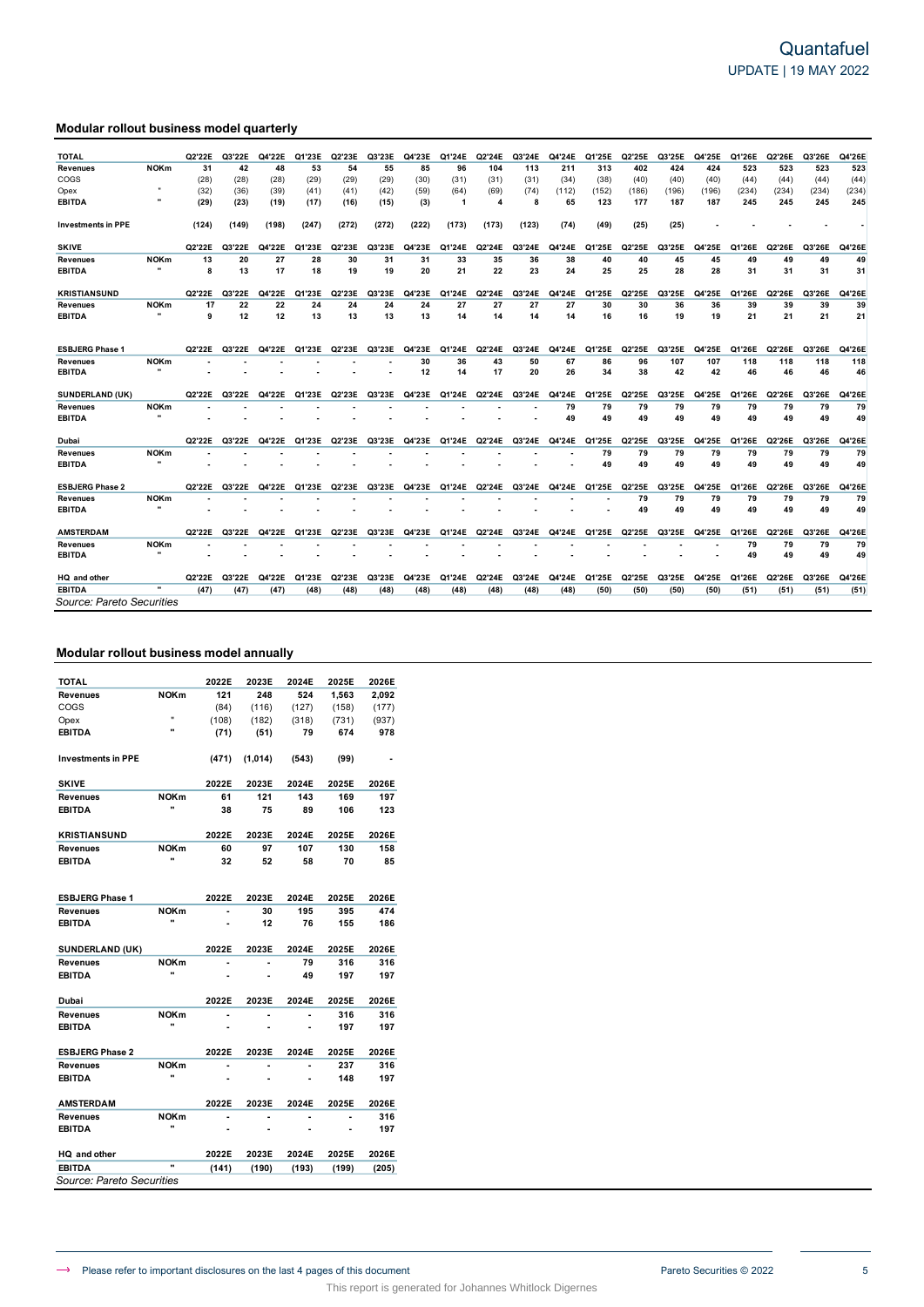## Modular rollout business model quarterly

| TOTAL | | Q2'22E | Q3'22E | Q4'22E | Q1'23E | Q2'23E | Q3'23E | Q4'23E | Q1'24E | Q2'24E | Q3'24E | Q4'24E | Q1'25E | Q2'25E | Q3'25E | Q4'25E | Q1'26E | Q2'26E | Q3'26E | Q4'26E |
|---|---|---|---|---|---|---|---|---|---|---|---|---|---|---|---|---|---|---|---|---|
| **Revenues** | **NOKm** | **31** | **42** | **48** | **53** | **54** | **55** | **85** | **96** | **104** | **113** | **211** | **313** | **402** | **424** | **424** | **523** | **523** | **523** | **523** |
| COGS | | (28) | (28) | (28) | (29) | (29) | (29) | (30) | (31) | (31) | (31) | (34) | (38) | (40) | (40) | (40) | (44) | (44) | (44) | (44) |
| Opex | " | (32) | (36) | (39) | (41) | (41) | (42) | (59) | (64) | (69) | (74) | (112) | (152) | (186) | (196) | (196) | (234) | (234) | (234) | (234) |
| **EBITDA** | " | **(29)** | **(23)** | **(19)** | **(17)** | **(16)** | **(15)** | **(3)** | **1** | **4** | **8** | **65** | **123** | **177** | **187** | **187** | **245** | **245** | **245** | **245** |
| | | | | | | | | | | | | | | | | | | | | |
| **Investments in PPE** | | **(124)** | **(149)** | **(198)** | **(247)** | **(272)** | **(272)** | **(222)** | **(173)** | **(173)** | **(123)** | **(74)** | **(49)** | **(25)** | **(25)** | **-** | **-** | **-** | **-** | **-** |
| | | | | | | | | | | | | | | | | | | | | |
| **SKIVE** | | Q2'22E | Q3'22E | Q4'22E | Q1'23E | Q2'23E | Q3'23E | Q4'23E | Q1'24E | Q2'24E | Q3'24E | Q4'24E | Q1'25E | Q2'25E | Q3'25E | Q4'25E | Q1'26E | Q2'26E | Q3'26E | Q4'26E |
| **Revenues** | **NOKm** | **13** | **20** | **27** | **28** | **30** | **31** | **31** | **33** | **35** | **36** | **38** | **40** | **40** | **45** | **45** | **49** | **49** | **49** | **49** |
| **EBITDA** | " | **8** | **13** | **17** | **18** | **19** | **19** | **20** | **21** | **22** | **23** | **24** | **25** | **25** | **28** | **28** | **31** | **31** | **31** | **31** |
| | | | | | | | | | | | | | | | | | | | | |
| **KRISTIANSUND** | | Q2'22E | Q3'22E | Q4'22E | Q1'23E | Q2'23E | Q3'23E | Q4'23E | Q1'24E | Q2'24E | Q3'24E | Q4'24E | Q1'25E | Q2'25E | Q3'25E | Q4'25E | Q1'26E | Q2'26E | Q3'26E | Q4'26E |
| **Revenues** | **NOKm** | **17** | **22** | **22** | **24** | **24** | **24** | **24** | **27** | **27** | **27** | **27** | **30** | **30** | **36** | **36** | **39** | **39** | **39** | **39** |
| **EBITDA** | " | **9** | **12** | **12** | **13** | **13** | **13** | **13** | **14** | **14** | **14** | **14** | **16** | **16** | **19** | **19** | **21** | **21** | **21** | **21** |
| | | | | | | | | | | | | | | | | | | | | |
| **ESBJERG Phase 1** | | Q2'22E | Q3'22E | Q4'22E | Q1'23E | Q2'23E | Q3'23E | Q4'23E | Q1'24E | Q2'24E | Q3'24E | Q4'24E | Q1'25E | Q2'25E | Q3'25E | Q4'25E | Q1'26E | Q2'26E | Q3'26E | Q4'26E |
| **Revenues** | **NOKm** | **-** | **-** | **-** | **-** | **-** | **-** | **30** | **36** | **43** | **50** | **67** | **86** | **96** | **107** | **107** | **118** | **118** | **118** | **118** |
| **EBITDA** | " | **-** | **-** | **-** | **-** | **-** | **-** | **12** | **14** | **17** | **20** | **26** | **34** | **38** | **42** | **42** | **46** | **46** | **46** | **46** |
| | | | | | | | | | | | | | | | | | | | | |
| **SUNDERLAND (UK)** | | Q2'22E | Q3'22E | Q4'22E | Q1'23E | Q2'23E | Q3'23E | Q4'23E | Q1'24E | Q2'24E | Q3'24E | Q4'24E | Q1'25E | Q2'25E | Q3'25E | Q4'25E | Q1'26E | Q2'26E | Q3'26E | Q4'26E |
| **Revenues** | **NOKm** | **-** | **-** | **-** | **-** | **-** | **-** | **-** | **-** | **-** | **-** | **79** | **79** | **79** | **79** | **79** | **79** | **79** | **79** | **79** |
| **EBITDA** | " | **-** | **-** | **-** | **-** | **-** | **-** | **-** | **-** | **-** | **-** | **49** | **49** | **49** | **49** | **49** | **49** | **49** | **49** | **49** |
| | | | | | | | | | | | | | | | | | | | | |
| **Dubai** | | Q2'22E | Q3'22E | Q4'22E | Q1'23E | Q2'23E | Q3'23E | Q4'23E | Q1'24E | Q2'24E | Q3'24E | Q4'24E | Q1'25E | Q2'25E | Q3'25E | Q4'25E | Q1'26E | Q2'26E | Q3'26E | Q4'26E |
| **Revenues** | **NOKm** | **-** | **-** | **-** | **-** | **-** | **-** | **-** | **-** | **-** | **-** | **-** | **79** | **79** | **79** | **79** | **79** | **79** | **79** | **79** |
| **EBITDA** | " | **-** | **-** | **-** | **-** | **-** | **-** | **-** | **-** | **-** | **-** | **-** | **49** | **49** | **49** | **49** | **49** | **49** | **49** | **49** |
| | | | | | | | | | | | | | | | | | | | | |
| **ESBJERG Phase 2** | | Q2'22E | Q3'22E | Q4'22E | Q1'23E | Q2'23E | Q3'23E | Q4'23E | Q1'24E | Q2'24E | Q3'24E | Q4'24E | Q1'25E | Q2'25E | Q3'25E | Q4'25E | Q1'26E | Q2'26E | Q3'26E | Q4'26E |
| **Revenues** | **NOKm** | **-** | **-** | **-** | **-** | **-** | **-** | **-** | **-** | **-** | **-** | **-** | **-** | **79** | **79** | **79** | **79** | **79** | **79** | **79** |
| **EBITDA** | " | **-** | **-** | **-** | **-** | **-** | **-** | **-** | **-** | **-** | **-** | **-** | **-** | **49** | **49** | **49** | **49** | **49** | **49** | **49** |
| | | | | | | | | | | | | | | | | | | | | |
| **AMSTERDAM** | | Q2'22E | Q3'22E | Q4'22E | Q1'23E | Q2'23E | Q3'23E | Q4'23E | Q1'24E | Q2'24E | Q3'24E | Q4'24E | Q1'25E | Q2'25E | Q3'25E | Q4'25E | Q1'26E | Q2'26E | Q3'26E | Q4'26E |
| **Revenues** | **NOKm** | **-** | **-** | **-** | **-** | **-** | **-** | **-** | **-** | **-** | **-** | **-** | **-** | **-** | **-** | **-** | **79** | **79** | **79** | **79** |
| **EBITDA** | " | **-** | **-** | **-** | **-** | **-** | **-** | **-** | **-** | **-** | **-** | **-** | **-** | **-** | **-** | **-** | **49** | **49** | **49** | **49** |
| | | | | | | | | | | | | | | | | | | | | |
| **HQ and other** | | Q2'22E | Q3'22E | Q4'22E | Q1'23E | Q2'23E | Q3'23E | Q4'23E | Q1'24E | Q2'24E | Q3'24E | Q4'24E | Q1'25E | Q2'25E | Q3'25E | Q4'25E | Q1'26E | Q2'26E | Q3'26E | Q4'26E |
| **EBITDA** | " | **(47)** | **(47)** | **(47)** | **(48)** | **(48)** | **(48)** | **(48)** | **(48)** | **(48)** | **(48)** | **(48)** | **(50)** | **(50)** | **(50)** | **(50)** | **(51)** | **(51)** | **(51)** | **(51)** |

*Source: Pareto Securities*

## Modular rollout business model annually

| TOTAL | | 2022E | 2023E | 2024E | 2025E | 2026E |
|---|---|---|---|---|---|---|
| **Revenues** | **NOKm** | **121** | **248** | **524** | **1,563** | **2,092** |
| COGS | | (84) | (116) | (127) | (158) | (177) |
| Opex | " | (108) | (182) | (318) | (731) | (937) |
| **EBITDA** | " | **(71)** | **(51)** | **79** | **674** | **978** |
| | | | | | | |
| **Investments in PPE** | | **(471)** | **(1,014)** | **(543)** | **(99)** | **-** |
| | | | | | | |
| **SKIVE** | | 2022E | 2023E | 2024E | 2025E | 2026E |
| **Revenues** | **NOKm** | **61** | **121** | **143** | **169** | **197** |
| **EBITDA** | " | **38** | **75** | **89** | **106** | **123** |
| | | | | | | |
| **KRISTIANSUND** | | 2022E | 2023E | 2024E | 2025E | 2026E |
| **Revenues** | **NOKm** | **60** | **97** | **107** | **130** | **158** |
| **EBITDA** | " | **32** | **52** | **58** | **70** | **85** |
| | | | | | | |
| **ESBJERG Phase 1** | | 2022E | 2023E | 2024E | 2025E | 2026E |
| **Revenues** | **NOKm** | **-** | **30** | **195** | **395** | **474** |
| **EBITDA** | " | **-** | **12** | **76** | **155** | **186** |
| | | | | | | |
| **SUNDERLAND (UK)** | | 2022E | 2023E | 2024E | 2025E | 2026E |
| **Revenues** | **NOKm** | **-** | **-** | **79** | **316** | **316** |
| **EBITDA** | " | **-** | **-** | **49** | **197** | **197** |
| | | | | | | |
| **Dubai** | | 2022E | 2023E | 2024E | 2025E | 2026E |
| **Revenues** | **NOKm** | **-** | **-** | **-** | **316** | **316** |
| **EBITDA** | " | **-** | **-** | **-** | **197** | **197** |
| | | | | | | |
| **ESBJERG Phase 2** | | 2022E | 2023E | 2024E | 2025E | 2026E |
| **Revenues** | **NOKm** | **-** | **-** | **-** | **237** | **316** |
| **EBITDA** | " | **-** | **-** | **-** | **148** | **197** |
| | | | | | | |
| **AMSTERDAM** | | 2022E | 2023E | 2024E | 2025E | 2026E |
| **Revenues** | **NOKm** | **-** | **-** | **-** | **-** | **316** |
| **EBITDA** | " | **-** | **-** | **-** | **-** | **197** |
| | | | | | | |
| **HQ and other** | | 2022E | 2023E | 2024E | 2025E | 2026E |
| **EBITDA** | " | **(141)** | **(190)** | **(193)** | **(199)** | **(205)** |

*Source: Pareto Securities*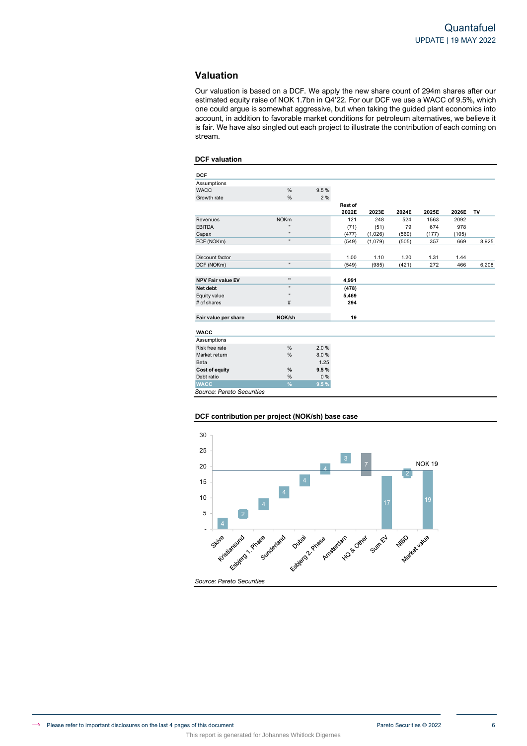## Valuation

Our valuation is based on a DCF. We apply the new share count of 294m shares after our estimated equity raise of NOK 1.7bn in Q4'22. For our DCF we use a WACC of 9.5%, which one could argue is somewhat aggressive, but when taking the guided plant economics into account, in addition to favorable market conditions for petroleum alternatives, we believe it is fair. We have also singled out each project to illustrate the contribution of each coming on stream.

### DCF valuation

| DCF | | | | | | | | |
|---|---|---|---|---|---|---|---|---|
| Assumptions | | | | | | | | |
| WACC | % | 9.5 % | | | | | | |
| Growth rate | % | 2 % | | | | | | |
| | | | Rest of 2022E | 2023E | 2024E | 2025E | 2026E | TV |
| Revenues | NOKm | | 121 | 248 | 524 | 1563 | 2092 | |
| EBITDA | " | | (71) | (51) | 79 | 674 | 978 | |
| Capex | " | | (477) | (1,026) | (569) | (177) | (105) | |
| FCF (NOKm) | " | | (549) | (1,079) | (505) | 357 | 669 | 8,925 |
| | | | | | | | | |
| Discount factor | | | 1.00 | 1.10 | 1.20 | 1.31 | 1.44 | |
| DCF (NOKm) | " | | (549) | (985) | (421) | 272 | 466 | 6,208 |
| | | | | | | | | |
| **NPV Fair value EV** | " | | **4,991** | | | | | |
| **Net debt** | " | | **(478)** | | | | | |
| Equity value | " | | **5,469** | | | | | |
| # of shares | # | | **294** | | | | | |
| | | | | | | | | |
| **Fair value per share** | **NOK/sh** | | **19** | | | | | |

| WACC | | |
|---|---|---|
| Assumptions | | |
| Risk free rate | % | 2.0 % |
| Market return | % | 8.0 % |
| Beta | | 1.25 |
| **Cost of equity** | **%** | **9.5 %** |
| Debt ratio | % | 0 % |
| **WACC** | **%** | **9.5 %** |

*Source: Pareto Securities*

### DCF contribution per project (NOK/sh) base case

| Project | NOK/sh |
|---|---|
| Skive | 4 |
| Kristiansund | 2 |
| Esbjerg 1. Phase | 4 |
| Sunderland | 4 |
| Dubai | 4 |
| Esbjerg 2. Phase | 4 |
| Amsterdam | 3 |
| HQ & Other | 7 |
| Sum EV | 17 |
| NIBD | 2 |
| Market value | 19 |

NOK 19

*Source: Pareto Securities*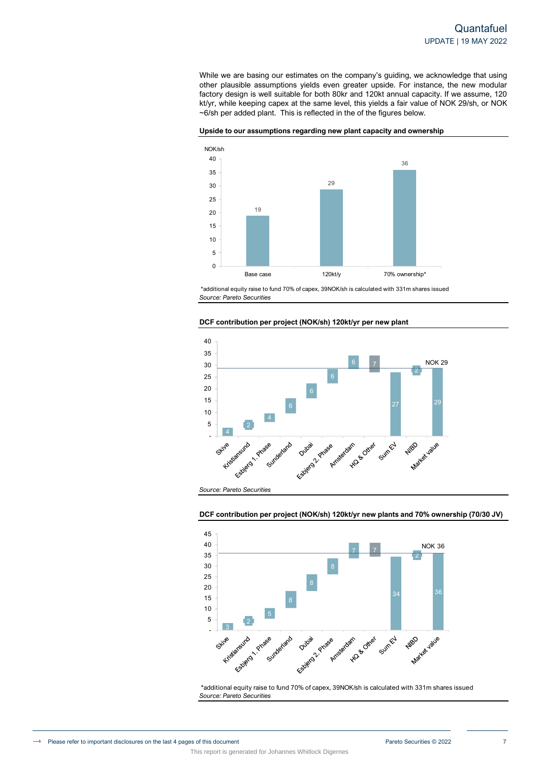While we are basing our estimates on the company's guiding, we acknowledge that using other plausible assumptions yields even greater upside. For instance, the new modular factory design is well suitable for both 80kr and 120kt annual capacity. If we assume, 120 kt/yr, while keeping capex at the same level, this yields a fair value of NOK 29/sh, or NOK ~6/sh per added plant. This is reflected in the of the figures below.

**Upside to our assumptions regarding new plant capacity and ownership**

| | NOK/sh |
|---|---|
| Base case | 19 |
| 120kt/y | 29 |
| 70% ownership* | 36 |

*additional equity raise to fund 70% of capex, 39NOK/sh is calculated with 331m shares issued

*Source: Pareto Securities*

**DCF contribution per project (NOK/sh) 120kt/yr per new plant**

| Project | NOK/sh |
|---|---|
| Skive | 4 |
| Kristiansund | 2 |
| Esbjerg 1. Phase | 4 |
| Sunderland | 6 |
| Dubai | 6 |
| Esbjerg 2. Phase | 6 |
| Amsterdam | 6 |
| HQ & Other | 7 |
| Sum EV | 27 |
| NIBD | 2 |
| Market value | 29 |

NOK 29

*Source: Pareto Securities*

**DCF contribution per project (NOK/sh) 120kt/yr new plants and 70% ownership (70/30 JV)**

| Project | NOK/sh |
|---|---|
| Skive | 3 |
| Kristiansund | 2 |
| Esbjerg 1. Phase | 5 |
| Sunderland | 8 |
| Dubai | 8 |
| Esbjerg 2. Phase | 8 |
| Amsterdam | 7 |
| HQ & Other | 7 |
| Sum EV | 34 |
| NIBD | 2 |
| Market value | 36 |

NOK 36

*additional equity raise to fund 70% of capex, 39NOK/sh is calculated with 331m shares issued

*Source: Pareto Securities*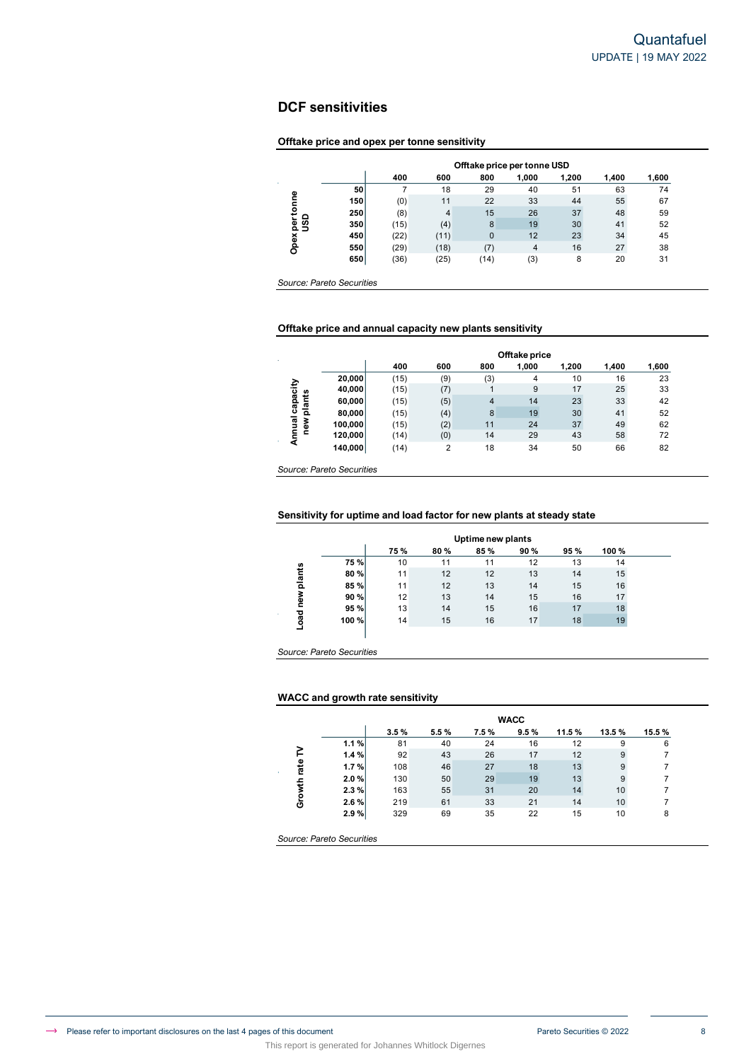## DCF sensitivities

### Offtake price and opex per tonne sensitivity

| Opex per tonne USD | Offtake price per tonne USD | | | | | | |
|---|---|---|---|---|---|---|---|
| | 400 | 600 | 800 | 1,000 | 1,200 | 1,400 | 1,600 |
| 50 | 7 | 18 | 29 | 40 | 51 | 63 | 74 |
| 150 | (0) | 11 | 22 | 33 | 44 | 55 | 67 |
| 250 | (8) | 4 | 15 | 26 | 37 | 48 | 59 |
| 350 | (15) | (4) | 8 | 19 | 30 | 41 | 52 |
| 450 | (22) | (11) | 0 | 12 | 23 | 34 | 45 |
| 550 | (29) | (18) | (7) | 4 | 16 | 27 | 38 |
| 650 | (36) | (25) | (14) | (3) | 8 | 20 | 31 |

*Source: Pareto Securities*

### Offtake price and annual capacity new plants sensitivity

| Annual capacity new plants | Offtake price | | | | | | |
|---|---|---|---|---|---|---|---|
| | 400 | 600 | 800 | 1,000 | 1,200 | 1,400 | 1,600 |
| 20,000 | (15) | (9) | (3) | 4 | 10 | 16 | 23 |
| 40,000 | (15) | (7) | 1 | 9 | 17 | 25 | 33 |
| 60,000 | (15) | (5) | 4 | 14 | 23 | 33 | 42 |
| 80,000 | (15) | (4) | 8 | 19 | 30 | 41 | 52 |
| 100,000 | (15) | (2) | 11 | 24 | 37 | 49 | 62 |
| 120,000 | (14) | (0) | 14 | 29 | 43 | 58 | 72 |
| 140,000 | (14) | 2 | 18 | 34 | 50 | 66 | 82 |

*Source: Pareto Securities*

### Sensitivity for uptime and load factor for new plants at steady state

| Load new plants | Uptime new plants | | | | | |
|---|---|---|---|---|---|---|
| | 75 % | 80 % | 85 % | 90 % | 95 % | 100 % |
| 75 % | 10 | 11 | 11 | 12 | 13 | 14 |
| 80 % | 11 | 12 | 12 | 13 | 14 | 15 |
| 85 % | 11 | 12 | 13 | 14 | 15 | 16 |
| 90 % | 12 | 13 | 14 | 15 | 16 | 17 |
| 95 % | 13 | 14 | 15 | 16 | 17 | 18 |
| 100 % | 14 | 15 | 16 | 17 | 18 | 19 |

*Source: Pareto Securities*

### WACC and growth rate sensitivity

| Growth rate TV | WACC | | | | | | |
|---|---|---|---|---|---|---|---|
| | 3.5 % | 5.5 % | 7.5 % | 9.5 % | 11.5 % | 13.5 % | 15.5 % |
| 1.1 % | 81 | 40 | 24 | 16 | 12 | 9 | 6 |
| 1.4 % | 92 | 43 | 26 | 17 | 12 | 9 | 7 |
| 1.7 % | 108 | 46 | 27 | 18 | 13 | 9 | 7 |
| 2.0 % | 130 | 50 | 29 | 19 | 13 | 9 | 7 |
| 2.3 % | 163 | 55 | 31 | 20 | 14 | 10 | 7 |
| 2.6 % | 219 | 61 | 33 | 21 | 14 | 10 | 7 |
| 2.9 % | 329 | 69 | 35 | 22 | 15 | 10 | 8 |

*Source: Pareto Securities*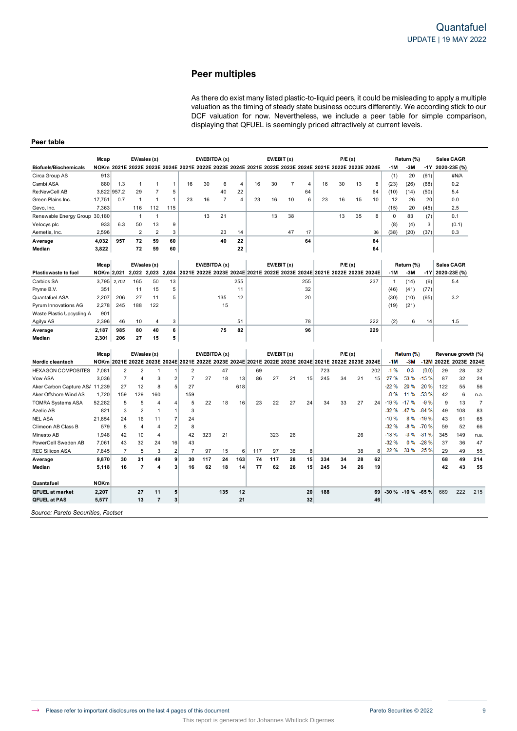## Peer multiples

As there do exist many listed plastic-to-liquid peers, it could be misleading to apply a multiple valuation as the timing of steady state business occurs differently. We according stick to our DCF valuation for now. Nevertheless, we include a peer table for simple comparison, displaying that QFUEL is seemingly priced attractively at current levels.

**Peer table**

| | Mcap | EV/sales (x) | | | | EV/EBITDA (x) | | | | EV/EBIT (x) | | | | P/E (x) | | | | Return (%) | | | Sales CAGR |
|---|---|---|---|---|---|---|---|---|---|---|---|---|---|---|---|---|---|---|---|---|---|
| **Biofuels/Biochemicals** | **NOKm** | **2021E** | **2022E** | **2023E** | **2024E** | **2021E** | **2022E** | **2023E** | **2024E** | **2021E** | **2022E** | **2023E** | **2024E** | **2021E** | **2022E** | **2023E** | **2024E** | **-1M** | **-3M** | **-1Y** | **2020-23E (%)** |
| Circa Group AS | 913 | | | | | | | | | | | | | | | | | (1) | 20 | (61) | #N/A |
| Cambi ASA | 880 | 1.3 | 1 | 1 | 1 | 16 | 30 | 6 | 4 | 16 | 30 | 7 | 4 | 16 | 30 | 13 | 8 | (23) | (26) | (68) | 0.2 |
| Re:NewCell AB | 3,822 | 957.2 | 29 | 7 | 5 | | | 40 | 22 | | | | 64 | | | | 64 | (10) | (14) | (50) | 5.4 |
| Green Plains Inc. | 17,751 | 0.7 | 1 | 1 | 1 | 23 | 16 | 7 | 4 | 23 | 16 | 10 | 6 | 23 | 16 | 15 | 10 | 12 | 26 | 20 | 0.0 |
| Gevo, Inc. | 7,363 | | 116 | 112 | 115 | | | | | | | | | | | | | (15) | 20 | (45) | 2.5 |
| Renewable Energy Group | 30,180 | | 1 | 1 | | | 13 | 21 | | | 13 | 38 | | | 13 | 35 | 8 | 0 | 83 | (7) | 0.1 |
| Velocys plc | 933 | 6.3 | 50 | 13 | 9 | | | | | | | | | | | | | (8) | (4) | 3 | (0.1) |
| Aemetis, Inc. | 2,596 | | 2 | 2 | 3 | | | 23 | 14 | | | 47 | 17 | | | | 36 | (38) | (20) | (37) | 0.3 |
| **Average** | **4,032** | **957** | **72** | **59** | **60** | | | **40** | **22** | | | | **64** | | | | **64** | | | | |
| **Median** | **3,822** | | **72** | **59** | **60** | | | | **22** | | | | | | | | **64** | | | | |

| | Mcap | EV/sales (x) | | | | EV/EBITDA (x) | | | | EV/EBIT (x) | | | | P/E (x) | | | | Return (%) | | | Sales CAGR |
|---|---|---|---|---|---|---|---|---|---|---|---|---|---|---|---|---|---|---|---|---|---|
| **Plasticwaste to fuel** | **NOKm** | **2,021** | **2,022** | **2,023** | **2,024** | **2021E** | **2022E** | **2023E** | **2024E** | **2021E** | **2022E** | **2023E** | **2024E** | **2021E** | **2022E** | **2023E** | **2024E** | **-1M** | **-3M** | **-1Y** | **2020-23E (%)** |
| Carbios SA | 3,795 | 2,702 | 165 | 50 | 13 | | | | 255 | | | | 255 | | | | 237 | 1 | (14) | (6) | 5.4 |
| Pryme B.V. | 351 | | 11 | 15 | 5 | | | | 11 | | | | 32 | | | | | (46) | (41) | (77) | |
| Quantafuel ASA | 2,207 | 206 | 27 | 11 | 5 | | | 135 | 12 | | | | 20 | | | | | (30) | (10) | (65) | 3.2 |
| Pyrum Innovations AG | 2,278 | 245 | 188 | 122 | | | | 15 | | | | | | | | | | (19) | (21) | | |
| Waste Plastic Upcycling A | 901 | | | | | | | | | | | | | | | | | | | | |
| Agilyx AS | 2,396 | 46 | 10 | 4 | 3 | | | | 51 | | | | 78 | | | | 222 | (2) | 6 | 14 | 1.5 |
| **Average** | **2,187** | **985** | **80** | **40** | **6** | | | **75** | **82** | | | | **96** | | | | **229** | | | | |
| **Median** | **2,301** | **206** | **27** | **15** | **5** | | | | | | | | | | | | | | | | |

| | Mcap | EV/sales (x) | | | | EV/EBITDA (x) | | | | EV/EBIT (x) | | | | P/E (x) | | | | Return (%) | | | Revenue growth (%) | | |
|---|---|---|---|---|---|---|---|---|---|---|---|---|---|---|---|---|---|---|---|---|---|---|---|
| **Nordic cleantech** | **NOKm** | **2021E** | **2022E** | **2023E** | **2024E** | **2021E** | **2022E** | **2023E** | **2024E** | **2021E** | **2022E** | **2023E** | **2024E** | **2021E** | **2022E** | **2023E** | **2024E** | **-1M** | **-3M** | **-12M** | **2022E** | **2023E** | **2024E** |
| HEXAGON COMPOSITES | 7,081 | 2 | 2 | 1 | 1 | 2 | | 47 | | 69 | | | | 723 | | | 202 | -1 % | 0.3 | (0.0) | 29 | 28 | 32 |
| Vow ASA | 3,036 | 7 | 4 | 3 | 2 | 7 | 27 | 18 | 13 | 86 | 27 | 21 | 15 | 245 | 34 | 21 | 15 | 27 % | 53 % | -15 % | 87 | 32 | 24 |
| Aker Carbon Capture AS/ | 11,239 | 27 | 12 | 8 | 5 | 27 | | | 618 | | | | | | | | | -22 % | 20 % | 20 % | 122 | 55 | 56 |
| Aker Offshore Wind AS | 1,720 | 159 | 129 | 160 | | 159 | | | | | | | | | | | | -8 % | 11 % | -53 % | 42 | 6 | n.a. |
| TOMRA Systems ASA | 52,282 | 5 | 5 | 4 | 4 | 5 | 22 | 18 | 16 | 23 | 22 | 27 | 24 | 34 | 33 | 27 | 24 | -19 % | -17 % | -9 % | 9 | 13 | 7 |
| Azelio AB | 821 | 3 | 2 | 1 | 1 | 3 | | | | | | | | | | | | -32 % | -47 % | -84 % | 49 | 108 | 83 |
| NEL ASA | 21,654 | 24 | 16 | 11 | 7 | 24 | | | | | | | | | | | | -10 % | 8 % | -19 % | 43 | 61 | 65 |
| Climeon AB Class B | 579 | 8 | 4 | 4 | 2 | 8 | | | | | | | | | | | | -32 % | -8 % | -70 % | 59 | 52 | 66 |
| Minesto AB | 1,948 | 42 | 10 | 4 | | 42 | 323 | 21 | | | 323 | 26 | | | | 26 | | -13 % | -3 % | -31 % | 345 | 149 | n.a. |
| PowerCell Sweden AB | 7,061 | 43 | 32 | 24 | 16 | 43 | | | | | | | | | | | | -32 % | 0 % | -28 % | 37 | 36 | 47 |
| REC Silicon ASA | 7,845 | 7 | 5 | 3 | 2 | 7 | 97 | 15 | 6 | 117 | 97 | 38 | 8 | | | 38 | 8 | 22 % | 33 % | 25 % | 29 | 49 | 55 |
| **Average** | **9,870** | **30** | **31** | **49** | **9** | **30** | **117** | **24** | **163** | **74** | **117** | **28** | **15** | **334** | **34** | **28** | **62** | | | | **68** | **49** | **214** |
| **Median** | **5,118** | **16** | **7** | **4** | **3** | **16** | **62** | **18** | **14** | **77** | **62** | **26** | **15** | **245** | **34** | **26** | **19** | | | | **42** | **43** | **55** |
| | | | | | | | | | | | | | | | | | | | | | | | |
| **Quantafuel** | **NOKm** | | | | | | | | | | | | | | | | | | | | | | |
| **QFUEL at market** | **2,207** | | **27** | **11** | **5** | | | **135** | **12** | | | | **20** | **188** | | | **69** | **-30 %** | **-10 %** | **-65 %** | 669 | 222 | 215 |
| **QFUEL at PAS** | **5,577** | | **13** | **7** | **3** | | | | **21** | | | | **32** | | | | **46** | | | | | | |

*Source: Pareto Securities, Factset*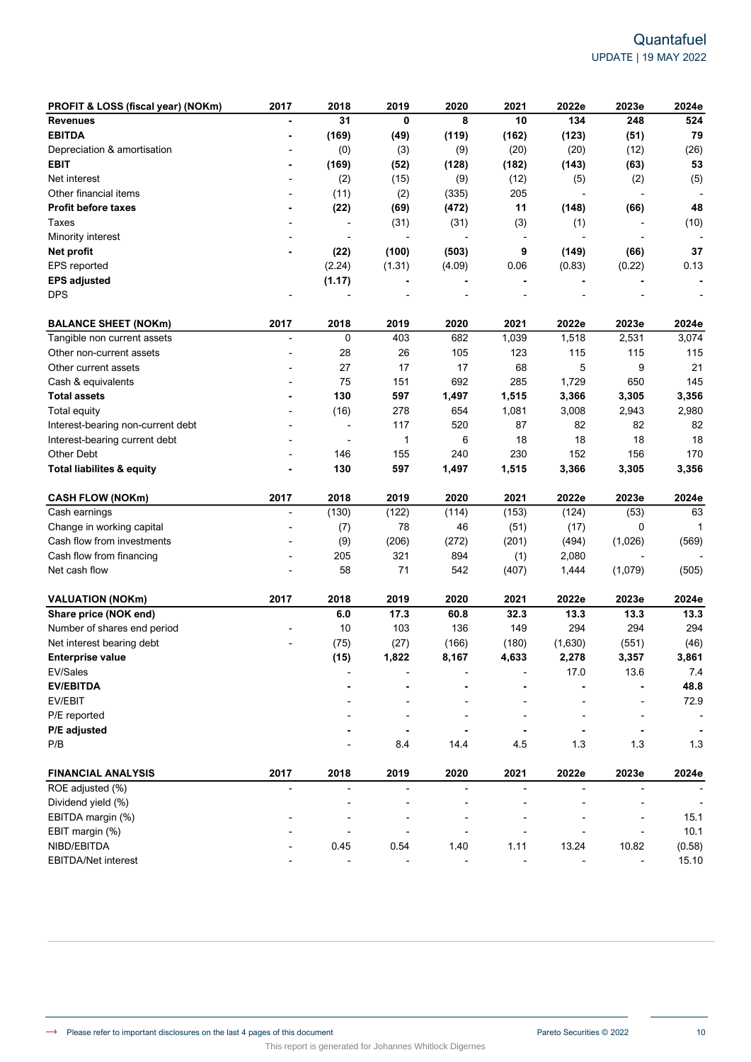| PROFIT & LOSS (fiscal year) (NOKm) | 2017 | 2018 | 2019 | 2020 | 2021 | 2022e | 2023e | 2024e |
|---|---|---|---|---|---|---|---|---|
| **Revenues** | **-** | **31** | **0** | **8** | **10** | **134** | **248** | **524** |
| **EBITDA** | **-** | **(169)** | **(49)** | **(119)** | **(162)** | **(123)** | **(51)** | **79** |
| Depreciation & amortisation | - | (0) | (3) | (9) | (20) | (20) | (12) | (26) |
| **EBIT** | **-** | **(169)** | **(52)** | **(128)** | **(182)** | **(143)** | **(63)** | **53** |
| Net interest | - | (2) | (15) | (9) | (12) | (5) | (2) | (5) |
| Other financial items | - | (11) | (2) | (335) | 205 | - | - | - |
| **Profit before taxes** | **-** | **(22)** | **(69)** | **(472)** | **11** | **(148)** | **(66)** | **48** |
| Taxes | - | - | (31) | (31) | (3) | (1) | - | (10) |
| Minority interest | - | - | - | - | - | - | - | - |
| **Net profit** | **-** | **(22)** | **(100)** | **(503)** | **9** | **(149)** | **(66)** | **37** |
| EPS reported | | (2.24) | (1.31) | (4.09) | 0.06 | (0.83) | (0.22) | 0.13 |
| **EPS adjusted** | | **(1.17)** | **-** | **-** | **-** | **-** | **-** | **-** |
| DPS | - | - | - | - | - | - | - | - |

| BALANCE SHEET (NOKm) | 2017 | 2018 | 2019 | 2020 | 2021 | 2022e | 2023e | 2024e |
|---|---|---|---|---|---|---|---|---|
| Tangible non current assets | - | 0 | 403 | 682 | 1,039 | 1,518 | 2,531 | 3,074 |
| Other non-current assets | - | 28 | 26 | 105 | 123 | 115 | 115 | 115 |
| Other current assets | - | 27 | 17 | 17 | 68 | 5 | 9 | 21 |
| Cash & equivalents | - | 75 | 151 | 692 | 285 | 1,729 | 650 | 145 |
| **Total assets** | **-** | **130** | **597** | **1,497** | **1,515** | **3,366** | **3,305** | **3,356** |
| Total equity | - | (16) | 278 | 654 | 1,081 | 3,008 | 2,943 | 2,980 |
| Interest-bearing non-current debt | - | - | 117 | 520 | 87 | 82 | 82 | 82 |
| Interest-bearing current debt | - | - | 1 | 6 | 18 | 18 | 18 | 18 |
| Other Debt | - | 146 | 155 | 240 | 230 | 152 | 156 | 170 |
| **Total liabilites & equity** | **-** | **130** | **597** | **1,497** | **1,515** | **3,366** | **3,305** | **3,356** |

| CASH FLOW (NOKm) | 2017 | 2018 | 2019 | 2020 | 2021 | 2022e | 2023e | 2024e |
|---|---|---|---|---|---|---|---|---|
| Cash earnings | - | (130) | (122) | (114) | (153) | (124) | (53) | 63 |
| Change in working capital | - | (7) | 78 | 46 | (51) | (17) | 0 | 1 |
| Cash flow from investments | - | (9) | (206) | (272) | (201) | (494) | (1,026) | (569) |
| Cash flow from financing | - | 205 | 321 | 894 | (1) | 2,080 | - | - |
| Net cash flow | - | 58 | 71 | 542 | (407) | 1,444 | (1,079) | (505) |

| VALUATION (NOKm) | 2017 | 2018 | 2019 | 2020 | 2021 | 2022e | 2023e | 2024e |
|---|---|---|---|---|---|---|---|---|
| **Share price (NOK end)** | | **6.0** | **17.3** | **60.8** | **32.3** | **13.3** | **13.3** | **13.3** |
| Number of shares end period | - | 10 | 103 | 136 | 149 | 294 | 294 | 294 |
| Net interest bearing debt | - | (75) | (27) | (166) | (180) | (1,630) | (551) | (46) |
| **Enterprise value** | | **(15)** | **1,822** | **8,167** | **4,633** | **2,278** | **3,357** | **3,861** |
| EV/Sales | | - | - | - | - | 17.0 | 13.6 | 7.4 |
| **EV/EBITDA** | | **-** | **-** | **-** | **-** | **-** | **-** | **48.8** |
| EV/EBIT | | - | - | - | - | - | - | 72.9 |
| P/E reported | | - | - | - | - | - | - | - |
| **P/E adjusted** | | **-** | **-** | **-** | **-** | **-** | **-** | **-** |
| P/B | | - | 8.4 | 14.4 | 4.5 | 1.3 | 1.3 | 1.3 |

| FINANCIAL ANALYSIS | 2017 | 2018 | 2019 | 2020 | 2021 | 2022e | 2023e | 2024e |
|---|---|---|---|---|---|---|---|---|
| ROE adjusted (%) | - | - | - | - | - | - | - | - |
| Dividend yield (%) | | - | - | - | - | - | - | - |
| EBITDA margin (%) | - | - | - | - | - | - | - | 15.1 |
| EBIT margin (%) | - | - | - | - | - | - | - | 10.1 |
| NIBD/EBITDA | - | 0.45 | 0.54 | 1.40 | 1.11 | 13.24 | 10.82 | (0.58) |
| EBITDA/Net interest | - | - | - | - | - | - | - | 15.10 |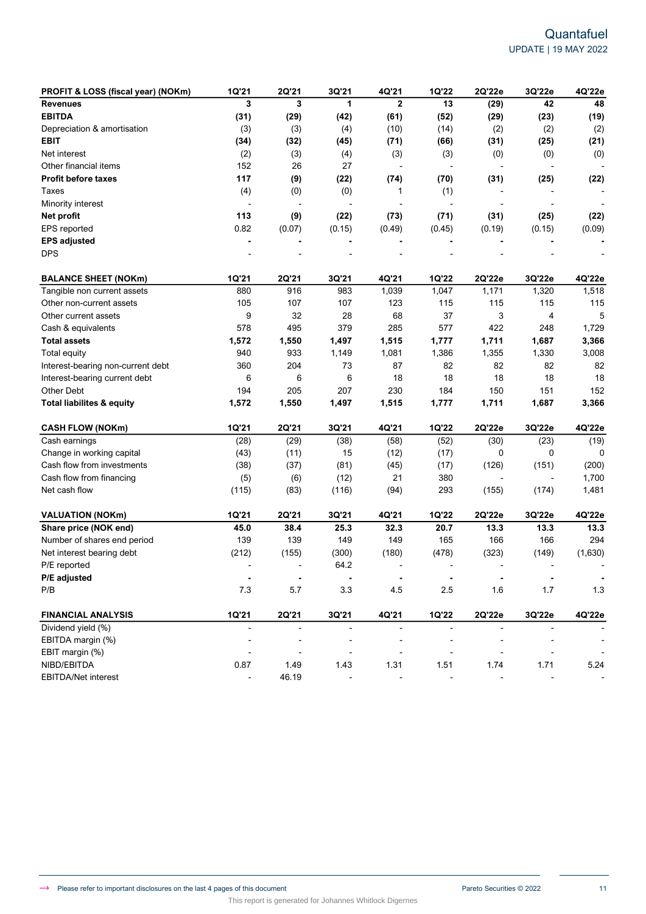| PROFIT & LOSS (fiscal year) (NOKm) | 1Q'21 | 2Q'21 | 3Q'21 | 4Q'21 | 1Q'22 | 2Q'22e | 3Q'22e | 4Q'22e |
|---|---|---|---|---|---|---|---|---|
| **Revenues** | **3** | **3** | **1** | **2** | **13** | **(29)** | **42** | **48** |
| **EBITDA** | **(31)** | **(29)** | **(42)** | **(61)** | **(52)** | **(29)** | **(23)** | **(19)** |
| Depreciation & amortisation | (3) | (3) | (4) | (10) | (14) | (2) | (2) | (2) |
| **EBIT** | **(34)** | **(32)** | **(45)** | **(71)** | **(66)** | **(31)** | **(25)** | **(21)** |
| Net interest | (2) | (3) | (4) | (3) | (3) | (0) | (0) | (0) |
| Other financial items | 152 | 26 | 27 | - | - | - | - | - |
| **Profit before taxes** | **117** | **(9)** | **(22)** | **(74)** | **(70)** | **(31)** | **(25)** | **(22)** |
| Taxes | (4) | (0) | (0) | 1 | (1) | - | - | - |
| Minority interest | - | - | - | - | - | - | - | - |
| **Net profit** | **113** | **(9)** | **(22)** | **(73)** | **(71)** | **(31)** | **(25)** | **(22)** |
| EPS reported | 0.82 | (0.07) | (0.15) | (0.49) | (0.45) | (0.19) | (0.15) | (0.09) |
| **EPS adjusted** | **-** | **-** | **-** | **-** | **-** | **-** | **-** | **-** |
| DPS | - | - | - | - | - | - | - | - |

| BALANCE SHEET (NOKm) | 1Q'21 | 2Q'21 | 3Q'21 | 4Q'21 | 1Q'22 | 2Q'22e | 3Q'22e | 4Q'22e |
|---|---|---|---|---|---|---|---|---|
| Tangible non current assets | 880 | 916 | 983 | 1,039 | 1,047 | 1,171 | 1,320 | 1,518 |
| Other non-current assets | 105 | 107 | 107 | 123 | 115 | 115 | 115 | 115 |
| Other current assets | 9 | 32 | 28 | 68 | 37 | 3 | 4 | 5 |
| Cash & equivalents | 578 | 495 | 379 | 285 | 577 | 422 | 248 | 1,729 |
| **Total assets** | **1,572** | **1,550** | **1,497** | **1,515** | **1,777** | **1,711** | **1,687** | **3,366** |
| Total equity | 940 | 933 | 1,149 | 1,081 | 1,386 | 1,355 | 1,330 | 3,008 |
| Interest-bearing non-current debt | 360 | 204 | 73 | 87 | 82 | 82 | 82 | 82 |
| Interest-bearing current debt | 6 | 6 | 6 | 18 | 18 | 18 | 18 | 18 |
| Other Debt | 194 | 205 | 207 | 230 | 184 | 150 | 151 | 152 |
| **Total liabilites & equity** | **1,572** | **1,550** | **1,497** | **1,515** | **1,777** | **1,711** | **1,687** | **3,366** |

| CASH FLOW (NOKm) | 1Q'21 | 2Q'21 | 3Q'21 | 4Q'21 | 1Q'22 | 2Q'22e | 3Q'22e | 4Q'22e |
|---|---|---|---|---|---|---|---|---|
| Cash earnings | (28) | (29) | (38) | (58) | (52) | (30) | (23) | (19) |
| Change in working capital | (43) | (11) | 15 | (12) | (17) | 0 | 0 | 0 |
| Cash flow from investments | (38) | (37) | (81) | (45) | (17) | (126) | (151) | (200) |
| Cash flow from financing | (5) | (6) | (12) | 21 | 380 | - | - | 1,700 |
| Net cash flow | (115) | (83) | (116) | (94) | 293 | (155) | (174) | 1,481 |

| VALUATION (NOKm) | 1Q'21 | 2Q'21 | 3Q'21 | 4Q'21 | 1Q'22 | 2Q'22e | 3Q'22e | 4Q'22e |
|---|---|---|---|---|---|---|---|---|
| **Share price (NOK end)** | **45.0** | **38.4** | **25.3** | **32.3** | **20.7** | **13.3** | **13.3** | **13.3** |
| Number of shares end period | 139 | 139 | 149 | 149 | 165 | 166 | 166 | 294 |
| Net interest bearing debt | (212) | (155) | (300) | (180) | (478) | (323) | (149) | (1,630) |
| P/E reported | - | - | 64.2 | - | - | - | - | - |
| **P/E adjusted** | **-** | **-** | **-** | **-** | **-** | **-** | **-** | **-** |
| P/B | 7.3 | 5.7 | 3.3 | 4.5 | 2.5 | 1.6 | 1.7 | 1.3 |

| FINANCIAL ANALYSIS | 1Q'21 | 2Q'21 | 3Q'21 | 4Q'21 | 1Q'22 | 2Q'22e | 3Q'22e | 4Q'22e |
|---|---|---|---|---|---|---|---|---|
| Dividend yield (%) | - | - | - | - | - | - | - | - |
| EBITDA margin (%) | - | - | - | - | - | - | - | - |
| EBIT margin (%) | - | - | - | - | - | - | - | - |
| NIBD/EBITDA | 0.87 | 1.49 | 1.43 | 1.31 | 1.51 | 1.74 | 1.71 | 5.24 |
| EBITDA/Net interest | - | 46.19 | - | - | - | - | - | - |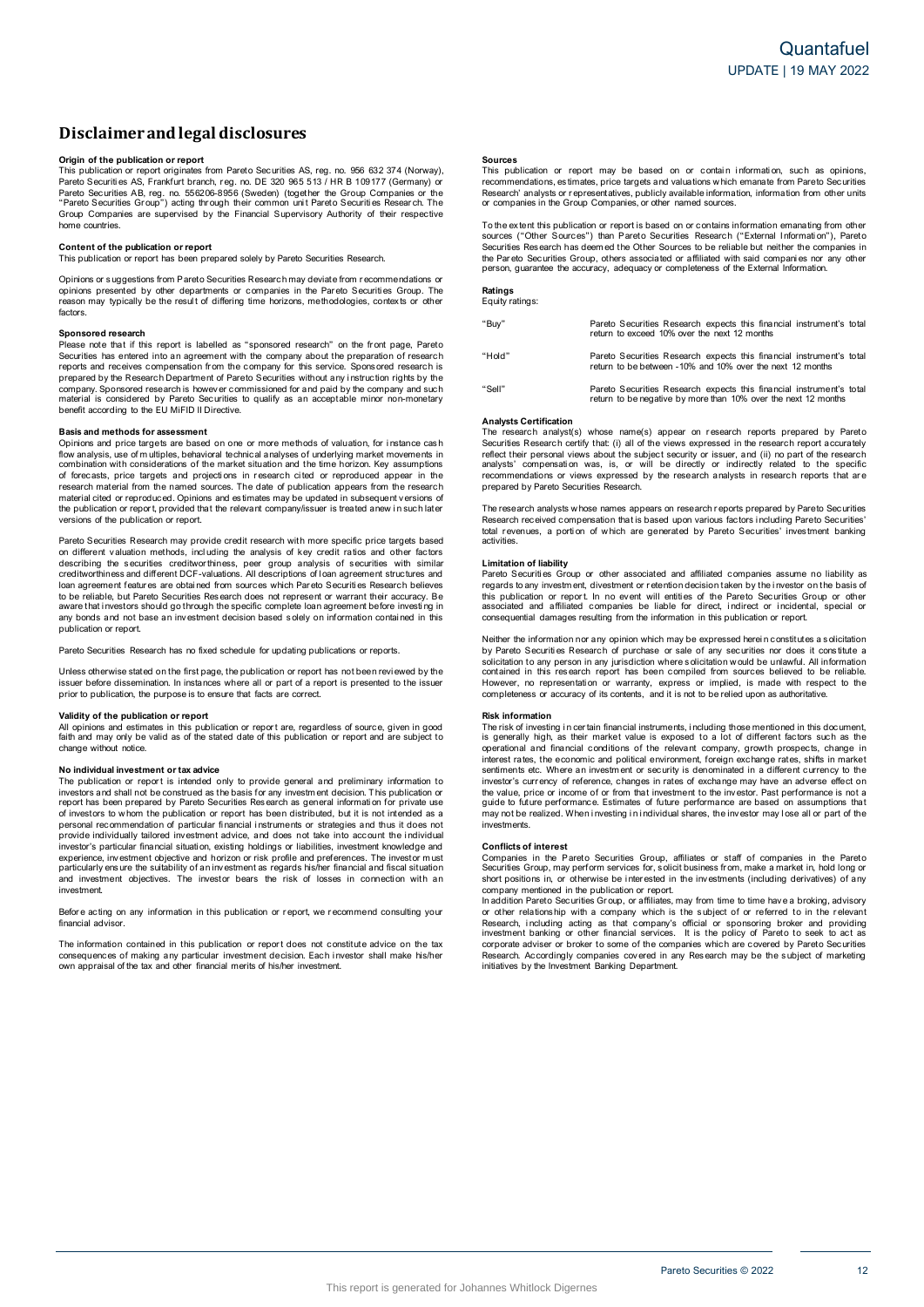# Disclaimer and legal disclosures

**Origin of the publication or report**

This publication or report originates from Pareto Securities AS, reg. no. 956 632 374 (Norway), Pareto Securities AS, Frankfurt branch, reg. no. DE 320 965 513 / HR B 109177 (Germany) or Pareto Securities AB, reg. no. 556206-8956 (Sweden) (together the Group Companies or the "Pareto Securities Group") acting through their common unit Pareto Securities Research. The Group Companies are supervised by the Financial Supervisory Authority of their respective home countries.

**Content of the publication or report**

This publication or report has been prepared solely by Pareto Securities Research.

Opinions or suggestions from Pareto Securities Research may deviate from recommendations or opinions presented by other departments or companies in the Pareto Securities Group. The reason may typically be the result of differing time horizons, methodologies, contexts or other factors.

**Sponsored research**

Please note that if this report is labelled as "sponsored research" on the front page, Pareto Securities has entered into an agreement with the company about the preparation of research reports and receives compensation from the company for this service. Sponsored research is prepared by the Research Department of Pareto Securities without any instruction rights by the company. Sponsored research is however commissioned for and paid by the company and such material is considered by Pareto Securities to qualify as an acceptable minor non-monetary benefit according to the EU MiFID II Directive.

**Basis and methods for assessment**

Opinions and price targets are based on one or more methods of valuation, for instance cash flow analysis, use of multiples, behavioral technical analyses of underlying market movements in combination with considerations of the market situation and the time horizon. Key assumptions of forecasts, price targets and projections in research cited or reproduced appear in the research material from the named sources. The date of publication appears from the research material cited or reproduced. Opinions and estimates may be updated in subsequent versions of the publication or report, provided that the relevant company/issuer is treated anew in such later versions of the publication or report.

Pareto Securities Research may provide credit research with more specific price targets based on different valuation methods, including the analysis of key credit ratios and other factors describing the securities creditworthiness, peer group analysis of securities with similar creditworthiness and different DCF-valuations. All descriptions of loan agreement structures and loan agreement features are obtained from sources which Pareto Securities Research believes to be reliable, but Pareto Securities Research does not represent or warrant their accuracy. Be aware that investors should go through the specific complete loan agreement before investing in any bonds and not base an investment decision based solely on information contained in this publication or report.

Pareto Securities Research has no fixed schedule for updating publications or reports.

Unless otherwise stated on the first page, the publication or report has not been reviewed by the issuer before dissemination. In instances where all or part of a report is presented to the issuer prior to publication, the purpose is to ensure that facts are correct.

**Validity of the publication or report**

All opinions and estimates in this publication or report are, regardless of source, given in good faith and may only be valid as of the stated date of this publication or report and are subject to change without notice.

**No individual investment or tax advice**

The publication or report is intended only to provide general and preliminary information to investors and shall not be construed as the basis for any investment decision. This publication or report has been prepared by Pareto Securities Research as general information for private use of investors to whom the publication or report has been distributed, but it is not intended as a personal recommendation of particular financial instruments or strategies and thus it does not provide individually tailored investment advice, and does not take into account the individual investor's particular financial situation, existing holdings or liabilities, investment knowledge and experience, investment objective and horizon or risk profile and preferences. The investor must particularly ensure the suitability of an investment as regards his/her financial and fiscal situation and investment objectives. The investor bears the risk of losses in connection with an investment.

Before acting on any information in this publication or report, we recommend consulting your financial advisor.

The information contained in this publication or report does not constitute advice on the tax consequences of making any particular investment decision. Each investor shall make his/her own appraisal of the tax and other financial merits of his/her investment.

**Sources**

This publication or report may be based on or contain information, such as opinions, recommendations, estimates, price targets and valuations which emanate from Pareto Securities Research' analysts or representatives, publicly available information, information from other units or companies in the Group Companies, or other named sources.

To the extent this publication or report is based on or contains information emanating from other sources ("Other Sources") than Pareto Securities Research ("External Information"), Pareto Securities Research has deemed the Other Sources to be reliable but neither the companies in the Pareto Securities Group, others associated or affiliated with said companies nor any other person, guarantee the accuracy, adequacy or completeness of the External Information.

**Ratings**

Equity ratings:

| | |
|---|---|
| "Buy" | Pareto Securities Research expects this financial instrument's total return to exceed 10% over the next 12 months |
| "Hold" | Pareto Securities Research expects this financial instrument's total return to be between -10% and 10% over the next 12 months |
| "Sell" | Pareto Securities Research expects this financial instrument's total return to be negative by more than 10% over the next 12 months |

**Analysts Certification**

The research analyst(s) whose name(s) appear on research reports prepared by Pareto Securities Research certify that: (i) all of the views expressed in the research report accurately reflect their personal views about the subject security or issuer, and (ii) no part of the research analysts' compensation was, is, or will be directly or indirectly related to the specific recommendations or views expressed by the research analysts in research reports that are prepared by Pareto Securities Research.

The research analysts whose names appears on research reports prepared by Pareto Securities Research received compensation that is based upon various factors including Pareto Securities' total revenues, a portion of which are generated by Pareto Securities' investment banking activities.

**Limitation of liability**

Pareto Securities Group or other associated and affiliated companies assume no liability as regards to any investment, divestment or retention decision taken by the investor on the basis of this publication or report. In no event will entities of the Pareto Securities Group or other associated and affiliated companies be liable for direct, indirect or incidental, special or consequential damages resulting from the information in this publication or report.

Neither the information nor any opinion which may be expressed herein constitutes a solicitation by Pareto Securities Research of purchase or sale of any securities nor does it constitute a solicitation to any person in any jurisdiction where solicitation would be unlawful. All information contained in this research report has been compiled from sources believed to be reliable. However, no representation or warranty, express or implied, is made with respect to the completeness or accuracy of its contents, and it is not to be relied upon as authoritative.

**Risk information**

The risk of investing in certain financial instruments, including those mentioned in this document, is generally high, as their market value is exposed to a lot of different factors such as the operational and financial conditions of the relevant company, growth prospects, change in interest rates, the economic and political environment, foreign exchange rates, shifts in market sentiments etc. Where an investment or security is denominated in a different currency to the investor's currency of reference, changes in rates of exchange may have an adverse effect on the value, price or income of or from that investment to the investor. Past performance is not a guide to future performance. Estimates of future performance are based on assumptions that may not be realized. When investing in individual shares, the investor may lose all or part of the investments.

**Conflicts of interest**

Companies in the Pareto Securities Group, affiliates or staff of companies in the Pareto Securities Group, may perform services for, solicit business from, make a market in, hold long or short positions in, or otherwise be interested in the investments (including derivatives) of any company mentioned in the publication or report.

In addition Pareto Securities Group, or affiliates, may from time to time have a broking, advisory or other relationship with a company which is the subject of or referred to in the relevant Research, including acting as that company's official or sponsoring broker and providing investment banking or other financial services. It is the policy of Pareto to seek to act as corporate adviser or broker to some of the companies which are covered by Pareto Securities Research. Accordingly companies covered in any Research may be the subject of marketing initiatives by the Investment Banking Department.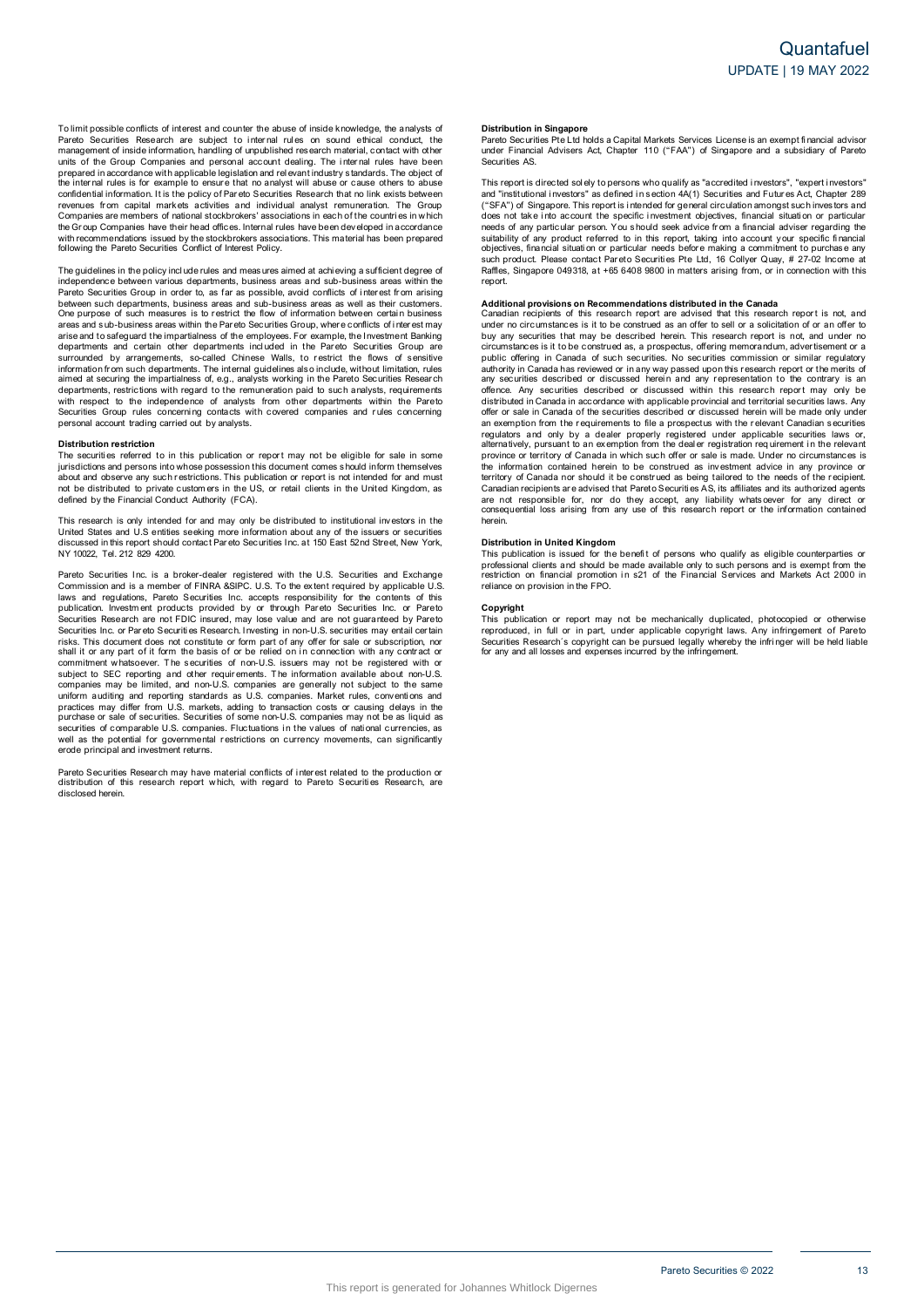To limit possible conflicts of interest and counter the abuse of inside knowledge, the analysts of Pareto Securities Research are subject to internal rules on sound ethical conduct, the management of inside information, handling of unpublished research material, contact with other units of the Group Companies and personal account dealing. The internal rules have been prepared in accordance with applicable legislation and relevant industry standards. The object of the internal rules is for example to ensure that no analyst will abuse or cause others to abuse confidential information. It is the policy of Pareto Securities Research that no link exists between revenues from capital markets activities and individual analyst remuneration. The Group Companies are members of national stockbrokers' associations in each of the countries in which the Group Companies have their head offices. Internal rules have been developed in accordance with recommendations issued by the stockbrokers associations. This material has been prepared following the Pareto Securities Conflict of Interest Policy.

The guidelines in the policy include rules and measures aimed at achieving a sufficient degree of independence between various departments, business areas and sub-business areas within the Pareto Securities Group in order to, as far as possible, avoid conflicts of interest from arising between such departments, business areas and sub-business areas as well as their customers. One purpose of such measures is to restrict the flow of information between certain business areas and sub-business areas within the Pareto Securities Group, where conflicts of interest may arise and to safeguard the impartialness of the employees. For example, the Investment Banking departments and certain other departments included in the Pareto Securities Group are surrounded by arrangements, so-called Chinese Walls, to restrict the flows of sensitive information from such departments. The internal guidelines also include, without limitation, rules aimed at securing the impartialness of, e.g., analysts working in the Pareto Securities Research departments, restrictions with regard to the remuneration paid to such analysts, requirements with respect to the independence of analysts from other departments within the Pareto Securities Group rules concerning contacts with covered companies and rules concerning personal account trading carried out by analysts.

**Distribution restriction**

The securities referred to in this publication or report may not be eligible for sale in some jurisdictions and persons into whose possession this document comes should inform themselves about and observe any such restrictions. This publication or report is not intended for and must not be distributed to private customers in the US, or retail clients in the United Kingdom, as defined by the Financial Conduct Authority (FCA).

This research is only intended for and may only be distributed to institutional investors in the United States and U.S entities seeking more information about any of the issuers or securities discussed in this report should contact Pareto Securities Inc. at 150 East 52nd Street, New York, NY 10022, Tel. 212 829 4200.

Pareto Securities Inc. is a broker-dealer registered with the U.S. Securities and Exchange Commission and is a member of FINRA &SIPC. U.S. To the extent required by applicable U.S. laws and regulations, Pareto Securities Inc. accepts responsibility for the contents of this publication. Investment products provided by or through Pareto Securities Inc. or Pareto Securities Research are not FDIC insured, may lose value and are not guaranteed by Pareto Securities Inc. or Pareto Securities Research. Investing in non-U.S. securities may entail certain risks. This document does not constitute or form part of any offer for sale or subscription, nor shall it or any part of it form the basis of or be relied on in connection with any contract or commitment whatsoever. The securities of non-U.S. issuers may not be registered with or subject to SEC reporting and other requirements. The information available about non-U.S. companies may be limited, and non-U.S. companies are generally not subject to the same uniform auditing and reporting standards as U.S. companies. Market rules, conventions and practices may differ from U.S. markets, adding to transaction costs or causing delays in the purchase or sale of securities. Securities of some non-U.S. companies may not be as liquid as securities of comparable U.S. companies. Fluctuations in the values of national currencies, as well as the potential for governmental restrictions on currency movements, can significantly erode principal and investment returns.

Pareto Securities Research may have material conflicts of interest related to the production or distribution of this research report which, with regard to Pareto Securities Research, are disclosed herein.

**Distribution in Singapore**

Pareto Securities Pte Ltd holds a Capital Markets Services License is an exempt financial advisor under Financial Advisers Act, Chapter 110 ("FAA") of Singapore and a subsidiary of Pareto Securities AS.

This report is directed solely to persons who qualify as "accredited investors", "expert investors" and "institutional investors" as defined in section 4A(1) Securities and Futures Act, Chapter 289 ("SFA") of Singapore. This report is intended for general circulation amongst such investors and does not take into account the specific investment objectives, financial situation or particular needs of any particular person. You should seek advice from a financial adviser regarding the suitability of any product referred to in this report, taking into account your specific financial objectives, financial situation or particular needs before making a commitment to purchase any such product. Please contact Pareto Securities Pte Ltd, 16 Collyer Quay, # 27-02 Income at Raffles, Singapore 049318, at +65 6408 9800 in matters arising from, or in connection with this report.

**Additional provisions on Recommendations distributed in the Canada**

Canadian recipients of this research report are advised that this research report is not, and under no circumstances is it to be construed as an offer to sell or a solicitation of or an offer to buy any securities that may be described herein. This research report is not, and under no circumstances is it to be construed as, a prospectus, offering memorandum, advertisement or a public offering in Canada of such securities. No securities commission or similar regulatory authority in Canada has reviewed or in any way passed upon this research report or the merits of any securities described or discussed herein and any representation to the contrary is an offence. Any securities described or discussed within this research report may only be distributed in Canada in accordance with applicable provincial and territorial securities laws. Any offer or sale in Canada of the securities described or discussed herein will be made only under an exemption from the requirements to file a prospectus with the relevant Canadian securities regulators and only by a dealer properly registered under applicable securities laws or, alternatively, pursuant to an exemption from the dealer registration requirement in the relevant province or territory of Canada in which such offer or sale is made. Under no circumstances is the information contained herein to be construed as investment advice in any province or territory of Canada nor should it be construed as being tailored to the needs of the recipient. Canadian recipients are advised that Pareto Securities AS, its affiliates and its authorized agents are not responsible for, nor do they accept, any liability whatsoever for any direct or consequential loss arising from any use of this research report or the information contained herein.

**Distribution in United Kingdom**

This publication is issued for the benefit of persons who qualify as eligible counterparties or professional clients and should be made available only to such persons and is exempt from the restriction on financial promotion in s21 of the Financial Services and Markets Act 2000 in reliance on provision in the FPO.

**Copyright**

This publication or report may not be mechanically duplicated, photocopied or otherwise reproduced, in full or in part, under applicable copyright laws. Any infringement of Pareto Securities Research´s copyright can be pursued legally whereby the infringer will be held liable for any and all losses and expenses incurred by the infringement.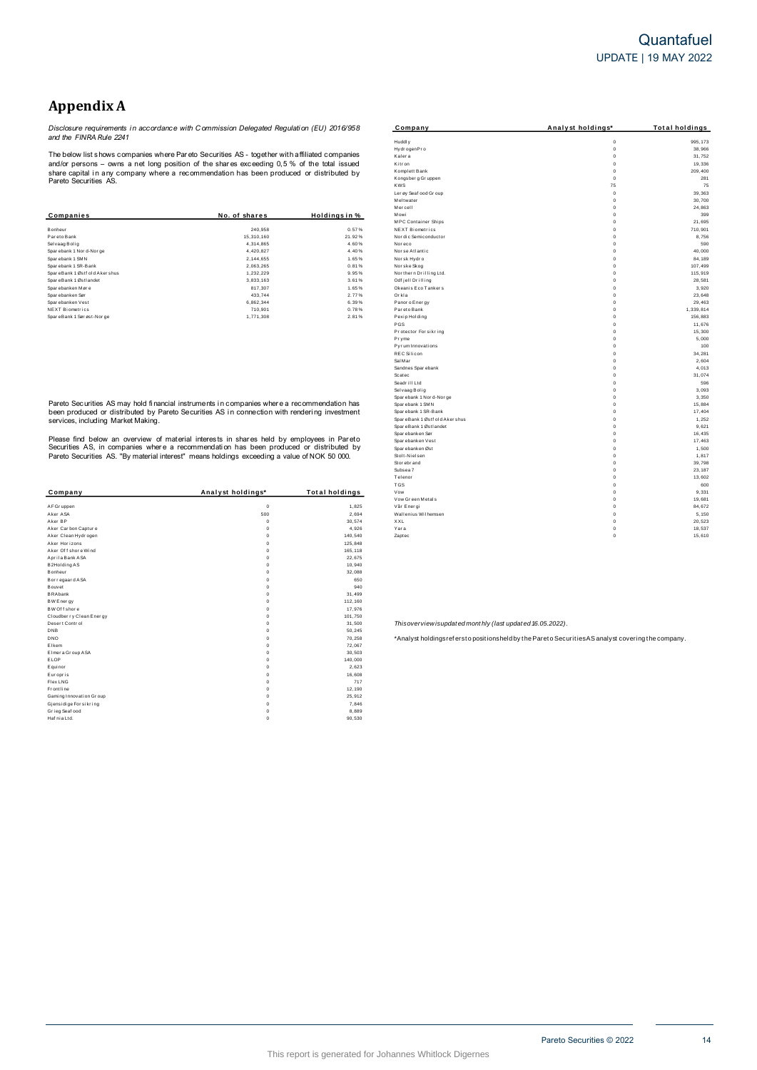# Appendix A

*Disclosure requirements in accordance with Commission Delegated Regulation (EU) 2016/958 and the FINRA Rule 2241*

The below list shows companies where Pareto Securities AS - together with affiliated companies and/or persons – owns a net long position of the shares exceeding 0,5 % of the total issued share capital in any company where a recommendation has been produced or distributed by Pareto Securities AS.

| Companies | No. of shares | Holdings in % |
|---|---|---|
| Bonheur | 240,958 | 0.57% |
| Pareto Bank | 15,310,160 | 21.92% |
| Selvaag Bolig | 4,314,865 | 4.60% |
| Sparebank 1 Nord-Norge | 4,420,827 | 4.40% |
| Sparebank 1 SMN | 2,144,655 | 1.65% |
| Sparebank 1 SR-Bank | 2,063,265 | 0.81% |
| SpareBank 1 Østfold Akershus | 1,232,229 | 9.95% |
| SpareBank 1 Østlandet | 3,833,163 | 3.61% |
| Sparebanken Møre | 817,307 | 1.65% |
| Sparebanken Sør | 433,744 | 2.77% |
| Sparebanken Vest | 6,862,344 | 6.39% |
| NEXT Biometrics | 710,901 | 0.78% |
| SpareBank 1 Sørøst-Norge | 1,771,308 | 2.81% |

Pareto Securities AS may hold financial instruments in companies where a recommendation has been produced or distributed by Pareto Securities AS in connection with rendering investment services, including Market Making.

Please find below an overview of material interests in shares held by employees in Pareto Securities AS, in companies where a recommendation has been produced or distributed by Pareto Securities AS. "By material interest" means holdings exceeding a value of NOK 50 000.

| Company | Analyst holdings* | Total holdings |
|---|---|---|
| AF Gruppen | 0 | 1,825 |
| Aker ASA | 500 | 2,694 |
| Aker BP | 0 | 30,574 |
| Aker Carbon Capture | 0 | 4,926 |
| Aker Clean Hydrogen | 0 | 140,540 |
| Aker Horizons | 0 | 125,848 |
| Aker Offshore Wind | 0 | 165,118 |
| Aprila Bank ASA | 0 | 22,675 |
| B2Holding AS | 0 | 10,940 |
| Bonheur | 0 | 32,088 |
| Borregaard ASA | 0 | 650 |
| Bouvet | 0 | 940 |
| BRAbank | 0 | 31,499 |
| BW Energy | 0 | 112,160 |
| BW Offshore | 0 | 17,976 |
| Cloudberry Clean Energy | 0 | 101,750 |
| Desert Control | 0 | 31,500 |
| DNB | 0 | 50,245 |
| DNO | 0 | 70,258 |
| Elkem | 0 | 72,067 |
| Elmera Group ASA | 0 | 30,503 |
| ELOP | 0 | 140,000 |
| Equinor | 0 | 2,623 |
| Europris | 0 | 16,608 |
| Flex LNG | 0 | 717 |
| Frontline | 0 | 12,190 |
| Gaming Innovation Group | 0 | 25,912 |
| Gjensidige Forsikring | 0 | 7,846 |
| Grieg Seafood | 0 | 8,889 |
| Hafnia Ltd. | 0 | 90,530 |
| Huddly | 0 | 995,173 |
| HydrogenPro | 0 | 38,966 |
| Kalera | 0 | 31,752 |
| Kitron | 0 | 19,336 |
| Komplett Bank | 0 | 209,400 |
| Kongsberg Gruppen | 0 | 281 |
| KWS | 75 | 75 |
| Lerøy Seafood Group | 0 | 39,363 |
| Meltwater | 0 | 30,700 |
| Mercell | 0 | 24,863 |
| Mowi | 0 | 399 |
| MPC Container Ships | 0 | 21,695 |
| NEXT Biometrics | 0 | 710,901 |
| Nordic Semiconductor | 0 | 8,756 |
| Noreco | 0 | 590 |
| Norse Atlantic | 0 | 40,000 |
| Norsk Hydro | 0 | 84,189 |
| Norske Skog | 0 | 107,499 |
| Northern Drilling Ltd. | 0 | 115,919 |
| Odfjell Drilling | 0 | 28,581 |
| Okeanis Eco Tankers | 0 | 3,920 |
| Orkla | 0 | 23,648 |
| Panoro Energy | 0 | 29,463 |
| Pareto Bank | 0 | 1,339,814 |
| Pexip Holding | 0 | 156,883 |
| PGS | 0 | 11,676 |
| Protector Forsikring | 0 | 15,300 |
| Pryme | 0 | 5,000 |
| Pyrum Innovations | 0 | 100 |
| REC Silicon | 0 | 34,281 |
| SalMar | 0 | 2,604 |
| Sandnes Sparebank | 0 | 4,013 |
| Scatec | 0 | 31,074 |
| Seadrill Ltd | 0 | 596 |
| Selvaag Bolig | 0 | 3,093 |
| Sparebank 1 Nord-Norge | 0 | 3,350 |
| Sparebank 1 SMN | 0 | 15,884 |
| Sparebank 1 SR-Bank | 0 | 17,404 |
| SpareBank 1 Østfold Akershus | 0 | 1,252 |
| SpareBank 1 Østlandet | 0 | 9,621 |
| Sparebanken Sør | 0 | 16,435 |
| Sparebanken Vest | 0 | 17,463 |
| Sparebanken Øst | 0 | 1,500 |
| Stolt-Nielsen | 0 | 1,817 |
| Storebrand | 0 | 39,798 |
| Subsea 7 | 0 | 23,187 |
| Telenor | 0 | 13,602 |
| TGS | 0 | 600 |
| Vow | 0 | 9,331 |
| Vow Green Metals | 0 | 19,681 |
| Vår Energi | 0 | 84,672 |
| Wallenius Wilhemsen | 0 | 5,150 |
| XXL | 0 | 20,523 |
| Yara | 0 | 18,537 |
| Zaptec | 0 | 15,610 |

*This overview is updated monthly (last updated 16.05.2022).*

*Analyst holdings refers to positions held by the Pareto Securities AS analyst covering the company.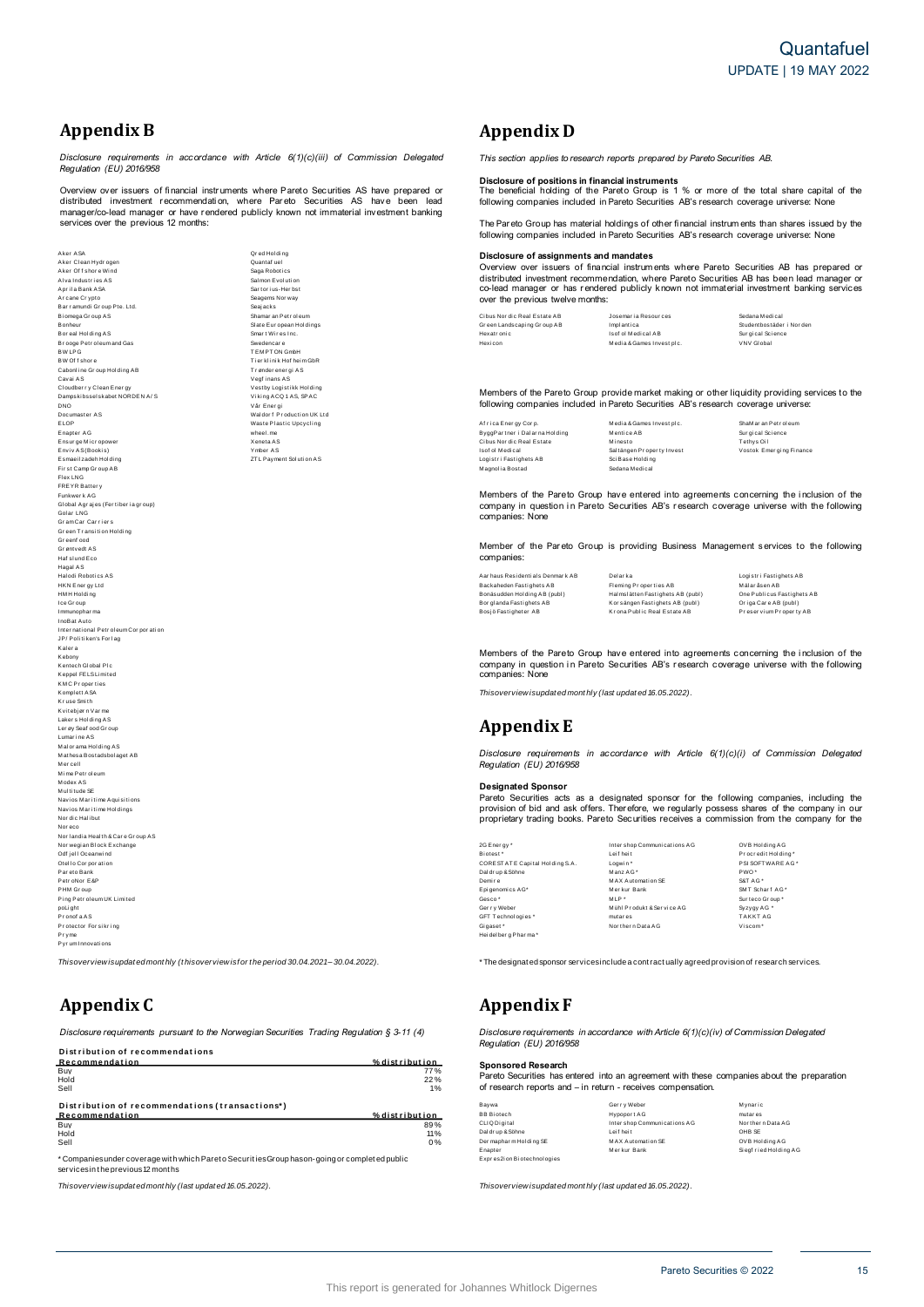## Appendix B

*Disclosure requirements in accordance with Article 6(1)(c)(iii) of Commission Delegated Regulation (EU) 2016/958*

Overview over issuers of financial instruments where Pareto Securities AS have prepared or distributed investment recommendation, where Pareto Securities AS have been lead manager/co-lead manager or have rendered publicly known not immaterial investment banking services over the previous 12 months:

Aker ASA
Aker Clean Hydrogen
Aker Offshore Wind
Alva Industries AS
Aprila Bank ASA
Arcane Crypto
Barramundi Group Pte. Ltd.
Biomega Group AS
Bonheur
Boreal Holding AS
Brooge Petroleum and Gas
BW LPG
BW Offshore
Cabonline Group Holding AB
Cavai AS
Cloudberry Clean Energy
Dampskibsselskabet NORDEN A/S
DNO
Documaster AS
ELOP
Enapter AG
Ensurge Micropower
Enviv AS (Bookis)
Esmaeilzadeh Holding
First Camp Group AB
Flex LNG
FREYR Battery
Funkwerk AG
Global Agrajes (Fertiberia group)
Golar LNG
GramCar Carriers
Green Transition Holding
Greenfood
Grøntvedt AS
Halfslund Eco
Hagal AS
Halodi Robotics AS
HKN Energy Ltd
HMH Holding
Ice Group
Immunopharma
InoBat Auto
International Petroleum Corporation
JP/ Politiken's Forlag
Kalera
Kebony
Kentech Global Plc
Keppel FELS Limited
KMC Properties
Komplett ASA
Kruse Smith
Kvitebjørn Varme
Lakers Holding AS
Lerøy Seafood Group
Lumarine AS
Malorama Holding AS
Mathesa Bostadsbolaget AB
Mercell
Mime Petroleum
Modex AS
Multitude SE
Navios Maritime Aquisitions
Navios Maritime Holdings
Nordic Halibut
Noreco
Norlandia Health & Care Group AS
Norwegian Block Exchange
Odfjell Oceanwind
Otello Corporation
Pareto Bank
PetroNor E&P
PHM Group
Ping Petroleum UK Limited
poLight
Pronofa AS
Protector Forsikring
Pryme
Pyrum Innovations
Qred Holding
Quantafuel
Saga Robotics
Salmon Evolution
Sartorius-Herbst
Seagems Norway
Seajacks
Shamaran Petroleum
Slate European Holdings
Smart Wires Inc.
Swedencare
TEMPTON GmbH
Tierklinik Hofheim GbR
Trønderenergi AS
Vegfinans AS
Vestby Logistikk Holding
Viking ACQ 1 AS, SPAC
Vår Energi
Waldorf Production UK Ltd
Waste Plastic Upcycling
wheel.me
Xeneta AS
Ymber AS
ZTL Payment Solution AS

*This overview is updated monthly (this overview is for the period 30.04.2021 – 30.04.2022).*

## Appendix C

*Disclosure requirements pursuant to the Norwegian Securities Trading Regulation § 3-11 (4)*

**Distribution of recommendations**

| Recommendation | % distribution |
|---|---|
| Buy | 77% |
| Hold | 22% |
| Sell | 1% |

**Distribution of recommendations (transactions*)**

| Recommendation | % distribution |
|---|---|
| Buy | 89% |
| Hold | 11% |
| Sell | 0% |

\* Companies under coverage with which Pareto Securities Group has on-going or completed public services in the previous 12 months

*This overview is updated monthly (last updated 16.05.2022).*

## Appendix D

*This section applies to research reports prepared by Pareto Securities AB.*

**Disclosure of positions in financial instruments**
The beneficial holding of the Pareto Group is 1 % or more of the total share capital of the following companies included in Pareto Securities AB's research coverage universe: None

The Pareto Group has material holdings of other financial instruments than shares issued by the following companies included in Pareto Securities AB's research coverage universe: None

**Disclosure of assignments and mandates**
Overview over issuers of financial instruments where Pareto Securities AB has prepared or distributed investment recommendation, where Pareto Securities AB has been lead manager or co-lead manager or has rendered publicly known not immaterial investment banking services over the previous twelve months:

| | | |
|---|---|---|
| Cibus Nordic Real Estate AB | Josemaria Resources | Sedana Medical |
| Green Landscaping Group AB | Implantica | Studentbostäder i Norden |
| Hexatronic | Isofol Medical AB | Surgical Science |
| Hexicon | Media & Games Invest plc. | VNV Global |

Members of the Pareto Group provide market making or other liquidity providing services to the following companies included in Pareto Securities AB's research coverage universe:

| | | |
|---|---|---|
| Africa Energy Corp. | Media & Games Invest plc. | ShaMaran Petroleum |
| ByggPartner i Dalarna Holding | Mentice AB | Surgical Science |
| Cibus Nordic Real Estate | Minesto | Tethys Oil |
| Isofol Medical | Saltängen Property Invest | Vostok Emerging Finance |
| Logistri Fastighets AB | SciBase Holding | |
| Magnolia Bostad | Sedana Medical | |

Members of the Pareto Group have entered into agreements concerning the inclusion of the company in question in Pareto Securities AB's research coverage universe with the following companies: None

Member of the Pareto Group is providing Business Management services to the following companies:

| | | |
|---|---|---|
| Aarhus Residentials Denmark AB | Delarka | Logistri Fastighets AB |
| Backaheden Fastighets AB | Fleming Properties AB | Mälaråsen AB |
| Bonäsudden Holding AB (publ) | Halmslätten Fastighets AB (publ) | One Publicus Fastighets AB |
| Borglanda Fastighets AB | Korsängen Fastighets AB (publ) | Origa Care AB (publ) |
| Bosjö Fastigheter AB | Krona Public Real Estate AB | Preservium Property AB |

Members of the Pareto Group have entered into agreements concerning the inclusion of the company in question in Pareto Securities AB's research coverage universe with the following companies: None

*This overview is updated monthly (last updated 16.05.2022).*

## Appendix E

*Disclosure requirements in accordance with Article 6(1)(c)(i) of Commission Delegated Regulation (EU) 2016/958*

**Designated Sponsor**
Pareto Securities acts as a designated sponsor for the following companies, including the provision of bid and ask offers. Therefore, we regularly possess shares of the company in our proprietary trading books. Pareto Securities receives a commission from the company for the

| | | |
|---|---|---|
| 2G Energy * | Intershop Communications AG | OVB Holding AG |
| Biotest * | Leifheit | Procredit Holding * |
| CORESTATE Capital Holding S.A. | Logwin * | PSI SOFTWARE AG * |
| Daldrup & Söhne | Manz AG * | PWO * |
| Demire | MAX Automation SE | S&T AG * |
| Epigenomics AG* | Merkur Bank | SMT Scharf AG * |
| Gesco * | MLP * | Surteco Group * |
| Gerry Weber | Mühl Produkt & Service AG | Syzygy AG * |
| GFT Technologies * | mutares | TAKKT AG |
| Gigaset * | Northern Data AG | Viscom * |
| Heidelberg Pharma * | | |

\* The designated sponsor services include a contractually agreed provision of research services.

## Appendix F

*Disclosure requirements in accordance with Article 6(1)(c)(iv) of Commission Delegated Regulation (EU) 2016/958*

**Sponsored Research**
Pareto Securities has entered into an agreement with these companies about the preparation of research reports and – in return - receives compensation.

| | | |
|---|---|---|
| Baywa | Gerry Weber | Mynaric |
| BB Biotech | Hypoport AG | mutares |
| CLIQ Digital | Intershop Communications AG | Northern Data AG |
| Daldrup & Söhne | Leifheit | OHB SE |
| Dermapharm Holding SE | MAX Automation SE | OVB Holding AG |
| Enapter | Merkur Bank | Siegfried Holding AG |
| Expres2ion Biotechnologies | | |

*This overview is updated monthly (last updated 16.05.2022).*